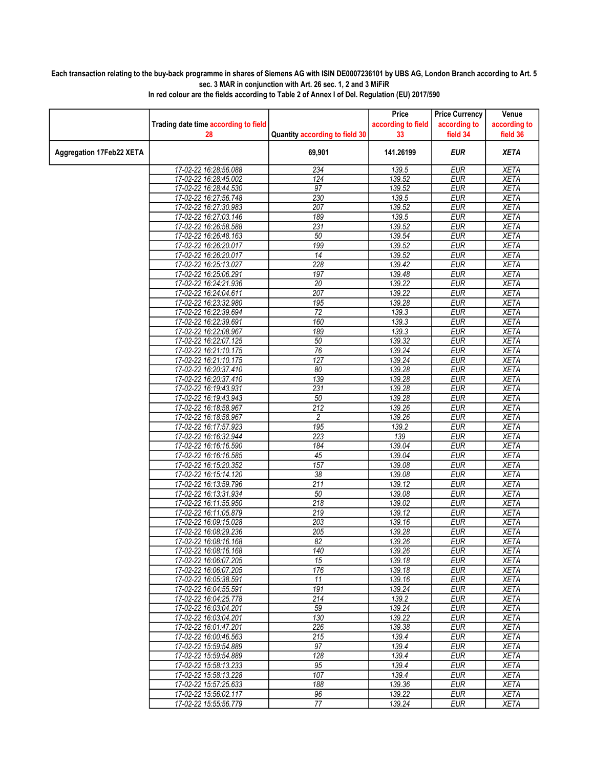**Each transaction relating to the buy-back programme in shares of Siemens AG with ISIN DE0007236101 by UBS AG, London Branch according to Art. 5 sec. 3 MAR in conjunction with Art. 26 sec. 1, 2 and 3 MiFiR**

**In red colour are the fields according to Table 2 of Annex I of Del. Regulation (EU) 2017/590**

| | Trading date time according to field 28 | Quantity according to field 30 | Price according to field 33 | Price Currency according to field 34 | Venue according to field 36 |
|---|---|---|---|---|---|
| **Aggregation 17Feb22 XETA** | | **69,901** | **141.26199** | ***EUR*** | ***XETA*** |
| | 17-02-22 16:28:56.088 | 234 | 139.5 | EUR | XETA |
| | 17-02-22 16:28:45.002 | 124 | 139.52 | EUR | XETA |
| | 17-02-22 16:28:44.530 | 97 | 139.52 | EUR | XETA |
| | 17-02-22 16:27:56.748 | 230 | 139.5 | EUR | XETA |
| | 17-02-22 16:27:30.983 | 207 | 139.52 | EUR | XETA |
| | 17-02-22 16:27:03.146 | 189 | 139.5 | EUR | XETA |
| | 17-02-22 16:26:58.588 | 231 | 139.52 | EUR | XETA |
| | 17-02-22 16:26:48.163 | 50 | 139.54 | EUR | XETA |
| | 17-02-22 16:26:20.017 | 199 | 139.52 | EUR | XETA |
| | 17-02-22 16:26:20.017 | 14 | 139.52 | EUR | XETA |
| | 17-02-22 16:25:13.027 | 228 | 139.42 | EUR | XETA |
| | 17-02-22 16:25:06.291 | 197 | 139.48 | EUR | XETA |
| | 17-02-22 16:24:21.936 | 20 | 139.22 | EUR | XETA |
| | 17-02-22 16:24:04.611 | 207 | 139.22 | EUR | XETA |
| | 17-02-22 16:23:32.980 | 195 | 139.28 | EUR | XETA |
| | 17-02-22 16:22:39.694 | 72 | 139.3 | EUR | XETA |
| | 17-02-22 16:22:39.691 | 160 | 139.3 | EUR | XETA |
| | 17-02-22 16:22:08.967 | 189 | 139.3 | EUR | XETA |
| | 17-02-22 16:22:07.125 | 50 | 139.32 | EUR | XETA |
| | 17-02-22 16:21:10.175 | 76 | 139.24 | EUR | XETA |
| | 17-02-22 16:21:10.175 | 127 | 139.24 | EUR | XETA |
| | 17-02-22 16:20:37.410 | 80 | 139.28 | EUR | XETA |
| | 17-02-22 16:20:37.410 | 139 | 139.28 | EUR | XETA |
| | 17-02-22 16:19:43.931 | 231 | 139.28 | EUR | XETA |
| | 17-02-22 16:19:43.943 | 50 | 139.28 | EUR | XETA |
| | 17-02-22 16:18:58.967 | 212 | 139.26 | EUR | XETA |
| | 17-02-22 16:18:58.967 | 2 | 139.26 | EUR | XETA |
| | 17-02-22 16:17:57.923 | 195 | 139.2 | EUR | XETA |
| | 17-02-22 16:16:32.944 | 223 | 139 | EUR | XETA |
| | 17-02-22 16:16:16.590 | 184 | 139.04 | EUR | XETA |
| | 17-02-22 16:16:16.585 | 45 | 139.04 | EUR | XETA |
| | 17-02-22 16:15:20.352 | 157 | 139.08 | EUR | XETA |
| | 17-02-22 16:15:14.120 | 38 | 139.08 | EUR | XETA |
| | 17-02-22 16:13:59.796 | 211 | 139.12 | EUR | XETA |
| | 17-02-22 16:13:31.934 | 50 | 139.08 | EUR | XETA |
| | 17-02-22 16:11:55.950 | 218 | 139.02 | EUR | XETA |
| | 17-02-22 16:11:05.879 | 219 | 139.12 | EUR | XETA |
| | 17-02-22 16:09:15.028 | 203 | 139.16 | EUR | XETA |
| | 17-02-22 16:08:29.236 | 205 | 139.28 | EUR | XETA |
| | 17-02-22 16:08:16.168 | 82 | 139.26 | EUR | XETA |
| | 17-02-22 16:08:16.168 | 140 | 139.26 | EUR | XETA |
| | 17-02-22 16:06:07.205 | 15 | 139.18 | EUR | XETA |
| | 17-02-22 16:06:07.205 | 176 | 139.18 | EUR | XETA |
| | 17-02-22 16:05:38.591 | 11 | 139.16 | EUR | XETA |
| | 17-02-22 16:04:55.591 | 191 | 139.24 | EUR | XETA |
| | 17-02-22 16:04:25.778 | 214 | 139.2 | EUR | XETA |
| | 17-02-22 16:03:04.201 | 59 | 139.24 | EUR | XETA |
| | 17-02-22 16:03:04.201 | 130 | 139.22 | EUR | XETA |
| | 17-02-22 16:01:47.201 | 226 | 139.38 | EUR | XETA |
| | 17-02-22 16:00:46.563 | 215 | 139.4 | EUR | XETA |
| | 17-02-22 15:59:54.889 | 97 | 139.4 | EUR | XETA |
| | 17-02-22 15:59:54.889 | 128 | 139.4 | EUR | XETA |
| | 17-02-22 15:58:13.233 | 95 | 139.4 | EUR | XETA |
| | 17-02-22 15:58:13.228 | 107 | 139.4 | EUR | XETA |
| | 17-02-22 15:57:25.633 | 188 | 139.36 | EUR | XETA |
| | 17-02-22 15:56:02.117 | 96 | 139.22 | EUR | XETA |
| | 17-02-22 15:55:56.779 | 77 | 139.24 | EUR | XETA |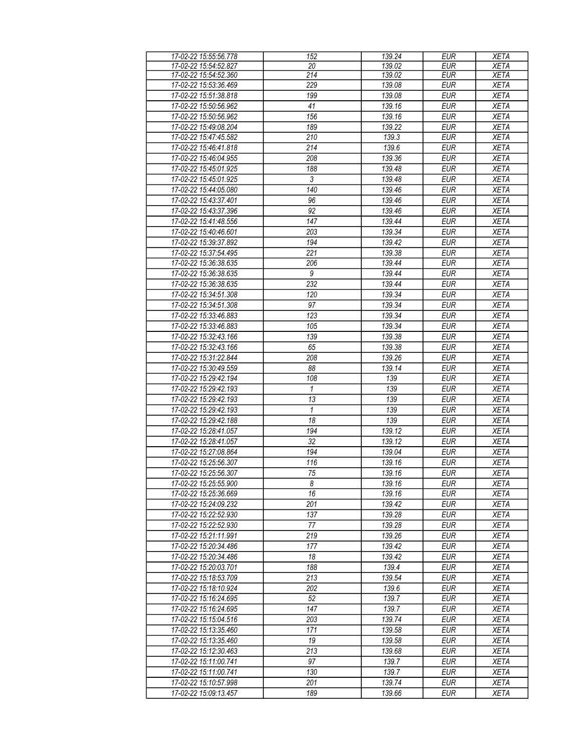| 17-02-22 15:55:56.778 | 152 | 139.24 | EUR | XETA |
|---|---|---|---|---|
| 17-02-22 15:54:52.827 | 20 | 139.02 | EUR | XETA |
| 17-02-22 15:54:52.360 | 214 | 139.02 | EUR | XETA |
| 17-02-22 15:53:36.469 | 229 | 139.08 | EUR | XETA |
| 17-02-22 15:51:38.818 | 199 | 139.08 | EUR | XETA |
| 17-02-22 15:50:56.962 | 41 | 139.16 | EUR | XETA |
| 17-02-22 15:50:56.962 | 156 | 139.16 | EUR | XETA |
| 17-02-22 15:49:08.204 | 189 | 139.22 | EUR | XETA |
| 17-02-22 15:47:45.582 | 210 | 139.3 | EUR | XETA |
| 17-02-22 15:46:41.818 | 214 | 139.6 | EUR | XETA |
| 17-02-22 15:46:04.955 | 208 | 139.36 | EUR | XETA |
| 17-02-22 15:45:01.925 | 188 | 139.48 | EUR | XETA |
| 17-02-22 15:45:01.925 | 3 | 139.48 | EUR | XETA |
| 17-02-22 15:44:05.080 | 140 | 139.46 | EUR | XETA |
| 17-02-22 15:43:37.401 | 96 | 139.46 | EUR | XETA |
| 17-02-22 15:43:37.396 | 92 | 139.46 | EUR | XETA |
| 17-02-22 15:41:48.556 | 147 | 139.44 | EUR | XETA |
| 17-02-22 15:40:46.601 | 203 | 139.34 | EUR | XETA |
| 17-02-22 15:39:37.892 | 194 | 139.42 | EUR | XETA |
| 17-02-22 15:37:54.495 | 221 | 139.38 | EUR | XETA |
| 17-02-22 15:36:38.635 | 206 | 139.44 | EUR | XETA |
| 17-02-22 15:36:38.635 | 9 | 139.44 | EUR | XETA |
| 17-02-22 15:36:38.635 | 232 | 139.44 | EUR | XETA |
| 17-02-22 15:34:51.308 | 120 | 139.34 | EUR | XETA |
| 17-02-22 15:34:51.308 | 97 | 139.34 | EUR | XETA |
| 17-02-22 15:33:46.883 | 123 | 139.34 | EUR | XETA |
| 17-02-22 15:33:46.883 | 105 | 139.34 | EUR | XETA |
| 17-02-22 15:32:43.166 | 139 | 139.38 | EUR | XETA |
| 17-02-22 15:32:43.166 | 65 | 139.38 | EUR | XETA |
| 17-02-22 15:31:22.844 | 208 | 139.26 | EUR | XETA |
| 17-02-22 15:30:49.559 | 88 | 139.14 | EUR | XETA |
| 17-02-22 15:29:42.194 | 108 | 139 | EUR | XETA |
| 17-02-22 15:29:42.193 | 1 | 139 | EUR | XETA |
| 17-02-22 15:29:42.193 | 13 | 139 | EUR | XETA |
| 17-02-22 15:29:42.193 | 1 | 139 | EUR | XETA |
| 17-02-22 15:29:42.188 | 18 | 139 | EUR | XETA |
| 17-02-22 15:28:41.057 | 194 | 139.12 | EUR | XETA |
| 17-02-22 15:28:41.057 | 32 | 139.12 | EUR | XETA |
| 17-02-22 15:27:08.864 | 194 | 139.04 | EUR | XETA |
| 17-02-22 15:25:56.307 | 116 | 139.16 | EUR | XETA |
| 17-02-22 15:25:56.307 | 75 | 139.16 | EUR | XETA |
| 17-02-22 15:25:55.900 | 8 | 139.16 | EUR | XETA |
| 17-02-22 15:25:36.669 | 16 | 139.16 | EUR | XETA |
| 17-02-22 15:24:09.232 | 201 | 139.42 | EUR | XETA |
| 17-02-22 15:22:52.930 | 137 | 139.28 | EUR | XETA |
| 17-02-22 15:22:52.930 | 77 | 139.28 | EUR | XETA |
| 17-02-22 15:21:11.991 | 219 | 139.26 | EUR | XETA |
| 17-02-22 15:20:34.486 | 177 | 139.42 | EUR | XETA |
| 17-02-22 15:20:34.486 | 18 | 139.42 | EUR | XETA |
| 17-02-22 15:20:03.701 | 188 | 139.4 | EUR | XETA |
| 17-02-22 15:18:53.709 | 213 | 139.54 | EUR | XETA |
| 17-02-22 15:18:10.924 | 202 | 139.6 | EUR | XETA |
| 17-02-22 15:16:24.695 | 52 | 139.7 | EUR | XETA |
| 17-02-22 15:16:24.695 | 147 | 139.7 | EUR | XETA |
| 17-02-22 15:15:04.516 | 203 | 139.74 | EUR | XETA |
| 17-02-22 15:13:35.460 | 171 | 139.58 | EUR | XETA |
| 17-02-22 15:13:35.460 | 19 | 139.58 | EUR | XETA |
| 17-02-22 15:12:30.463 | 213 | 139.68 | EUR | XETA |
| 17-02-22 15:11:00.741 | 97 | 139.7 | EUR | XETA |
| 17-02-22 15:11:00.741 | 130 | 139.7 | EUR | XETA |
| 17-02-22 15:10:57.998 | 201 | 139.74 | EUR | XETA |
| 17-02-22 15:09:13.457 | 189 | 139.66 | EUR | XETA |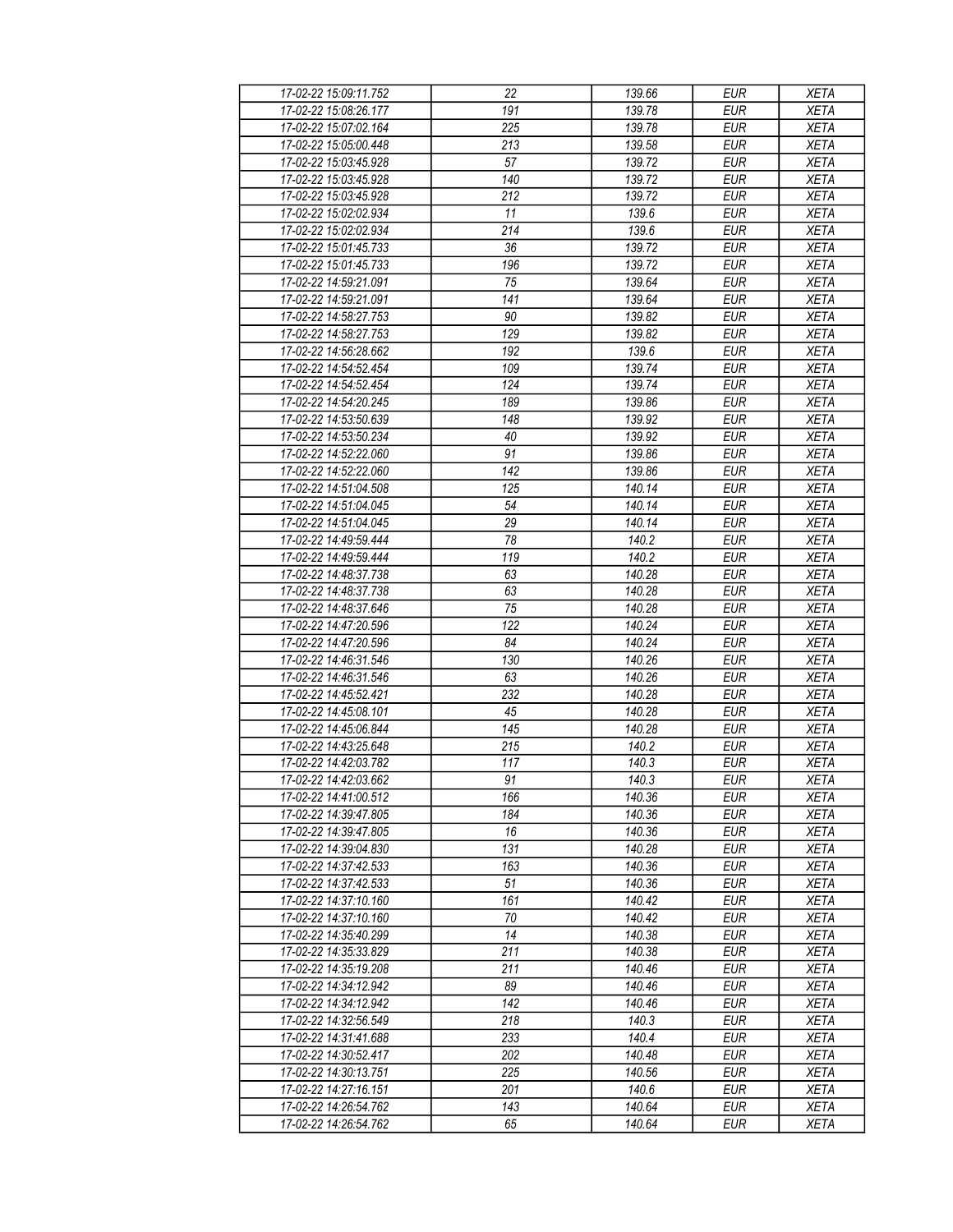| 17-02-22 15:09:11.752 | 22 | 139.66 | EUR | XETA |
|---|---|---|---|---|
| 17-02-22 15:08:26.177 | 191 | 139.78 | EUR | XETA |
| 17-02-22 15:07:02.164 | 225 | 139.78 | EUR | XETA |
| 17-02-22 15:05:00.448 | 213 | 139.58 | EUR | XETA |
| 17-02-22 15:03:45.928 | 57 | 139.72 | EUR | XETA |
| 17-02-22 15:03:45.928 | 140 | 139.72 | EUR | XETA |
| 17-02-22 15:03:45.928 | 212 | 139.72 | EUR | XETA |
| 17-02-22 15:02:02.934 | 11 | 139.6 | EUR | XETA |
| 17-02-22 15:02:02.934 | 214 | 139.6 | EUR | XETA |
| 17-02-22 15:01:45.733 | 36 | 139.72 | EUR | XETA |
| 17-02-22 15:01:45.733 | 196 | 139.72 | EUR | XETA |
| 17-02-22 14:59:21.091 | 75 | 139.64 | EUR | XETA |
| 17-02-22 14:59:21.091 | 141 | 139.64 | EUR | XETA |
| 17-02-22 14:58:27.753 | 90 | 139.82 | EUR | XETA |
| 17-02-22 14:58:27.753 | 129 | 139.82 | EUR | XETA |
| 17-02-22 14:56:28.662 | 192 | 139.6 | EUR | XETA |
| 17-02-22 14:54:52.454 | 109 | 139.74 | EUR | XETA |
| 17-02-22 14:54:52.454 | 124 | 139.74 | EUR | XETA |
| 17-02-22 14:54:20.245 | 189 | 139.86 | EUR | XETA |
| 17-02-22 14:53:50.639 | 148 | 139.92 | EUR | XETA |
| 17-02-22 14:53:50.234 | 40 | 139.92 | EUR | XETA |
| 17-02-22 14:52:22.060 | 91 | 139.86 | EUR | XETA |
| 17-02-22 14:52:22.060 | 142 | 139.86 | EUR | XETA |
| 17-02-22 14:51:04.508 | 125 | 140.14 | EUR | XETA |
| 17-02-22 14:51:04.045 | 54 | 140.14 | EUR | XETA |
| 17-02-22 14:51:04.045 | 29 | 140.14 | EUR | XETA |
| 17-02-22 14:49:59.444 | 78 | 140.2 | EUR | XETA |
| 17-02-22 14:49:59.444 | 119 | 140.2 | EUR | XETA |
| 17-02-22 14:48:37.738 | 63 | 140.28 | EUR | XETA |
| 17-02-22 14:48:37.738 | 63 | 140.28 | EUR | XETA |
| 17-02-22 14:48:37.646 | 75 | 140.28 | EUR | XETA |
| 17-02-22 14:47:20.596 | 122 | 140.24 | EUR | XETA |
| 17-02-22 14:47:20.596 | 84 | 140.24 | EUR | XETA |
| 17-02-22 14:46:31.546 | 130 | 140.26 | EUR | XETA |
| 17-02-22 14:46:31.546 | 63 | 140.26 | EUR | XETA |
| 17-02-22 14:45:52.421 | 232 | 140.28 | EUR | XETA |
| 17-02-22 14:45:08.101 | 45 | 140.28 | EUR | XETA |
| 17-02-22 14:45:06.844 | 145 | 140.28 | EUR | XETA |
| 17-02-22 14:43:25.648 | 215 | 140.2 | EUR | XETA |
| 17-02-22 14:42:03.782 | 117 | 140.3 | EUR | XETA |
| 17-02-22 14:42:03.662 | 91 | 140.3 | EUR | XETA |
| 17-02-22 14:41:00.512 | 166 | 140.36 | EUR | XETA |
| 17-02-22 14:39:47.805 | 184 | 140.36 | EUR | XETA |
| 17-02-22 14:39:47.805 | 16 | 140.36 | EUR | XETA |
| 17-02-22 14:39:04.830 | 131 | 140.28 | EUR | XETA |
| 17-02-22 14:37:42.533 | 163 | 140.36 | EUR | XETA |
| 17-02-22 14:37:42.533 | 51 | 140.36 | EUR | XETA |
| 17-02-22 14:37:10.160 | 161 | 140.42 | EUR | XETA |
| 17-02-22 14:37:10.160 | 70 | 140.42 | EUR | XETA |
| 17-02-22 14:35:40.299 | 14 | 140.38 | EUR | XETA |
| 17-02-22 14:35:33.829 | 211 | 140.38 | EUR | XETA |
| 17-02-22 14:35:19.208 | 211 | 140.46 | EUR | XETA |
| 17-02-22 14:34:12.942 | 89 | 140.46 | EUR | XETA |
| 17-02-22 14:34:12.942 | 142 | 140.46 | EUR | XETA |
| 17-02-22 14:32:56.549 | 218 | 140.3 | EUR | XETA |
| 17-02-22 14:31:41.688 | 233 | 140.4 | EUR | XETA |
| 17-02-22 14:30:52.417 | 202 | 140.48 | EUR | XETA |
| 17-02-22 14:30:13.751 | 225 | 140.56 | EUR | XETA |
| 17-02-22 14:27:16.151 | 201 | 140.6 | EUR | XETA |
| 17-02-22 14:26:54.762 | 143 | 140.64 | EUR | XETA |
| 17-02-22 14:26:54.762 | 65 | 140.64 | EUR | XETA |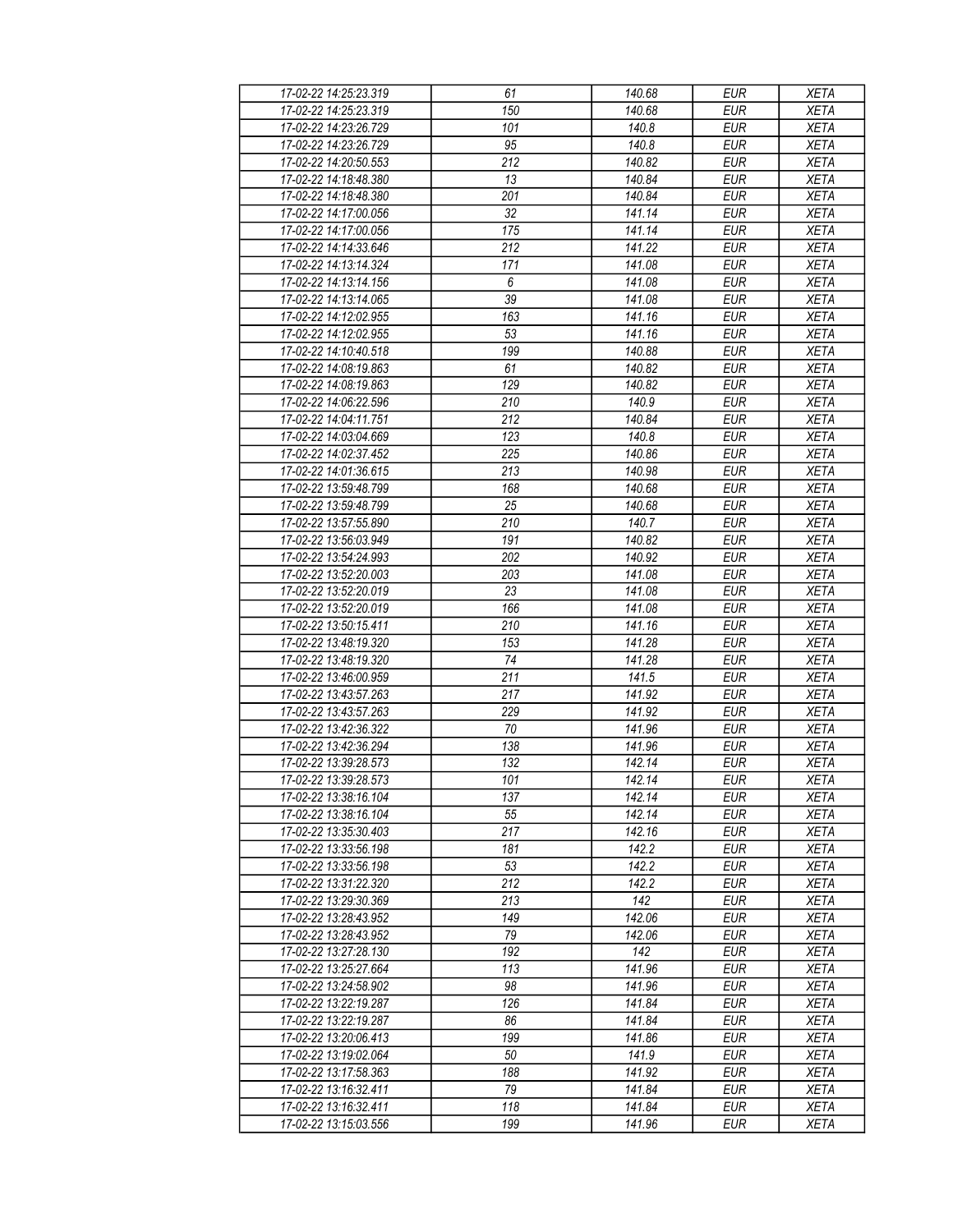| 17-02-22 14:25:23.319 | 61 | 140.68 | EUR | XETA |
|---|---|---|---|---|
| 17-02-22 14:25:23.319 | 150 | 140.68 | EUR | XETA |
| 17-02-22 14:23:26.729 | 101 | 140.8 | EUR | XETA |
| 17-02-22 14:23:26.729 | 95 | 140.8 | EUR | XETA |
| 17-02-22 14:20:50.553 | 212 | 140.82 | EUR | XETA |
| 17-02-22 14:18:48.380 | 13 | 140.84 | EUR | XETA |
| 17-02-22 14:18:48.380 | 201 | 140.84 | EUR | XETA |
| 17-02-22 14:17:00.056 | 32 | 141.14 | EUR | XETA |
| 17-02-22 14:17:00.056 | 175 | 141.14 | EUR | XETA |
| 17-02-22 14:14:33.646 | 212 | 141.22 | EUR | XETA |
| 17-02-22 14:13:14.324 | 171 | 141.08 | EUR | XETA |
| 17-02-22 14:13:14.156 | 6 | 141.08 | EUR | XETA |
| 17-02-22 14:13:14.065 | 39 | 141.08 | EUR | XETA |
| 17-02-22 14:12:02.955 | 163 | 141.16 | EUR | XETA |
| 17-02-22 14:12:02.955 | 53 | 141.16 | EUR | XETA |
| 17-02-22 14:10:40.518 | 199 | 140.88 | EUR | XETA |
| 17-02-22 14:08:19.863 | 61 | 140.82 | EUR | XETA |
| 17-02-22 14:08:19.863 | 129 | 140.82 | EUR | XETA |
| 17-02-22 14:06:22.596 | 210 | 140.9 | EUR | XETA |
| 17-02-22 14:04:11.751 | 212 | 140.84 | EUR | XETA |
| 17-02-22 14:03:04.669 | 123 | 140.8 | EUR | XETA |
| 17-02-22 14:02:37.452 | 225 | 140.86 | EUR | XETA |
| 17-02-22 14:01:36.615 | 213 | 140.98 | EUR | XETA |
| 17-02-22 13:59:48.799 | 168 | 140.68 | EUR | XETA |
| 17-02-22 13:59:48.799 | 25 | 140.68 | EUR | XETA |
| 17-02-22 13:57:55.890 | 210 | 140.7 | EUR | XETA |
| 17-02-22 13:56:03.949 | 191 | 140.82 | EUR | XETA |
| 17-02-22 13:54:24.993 | 202 | 140.92 | EUR | XETA |
| 17-02-22 13:52:20.003 | 203 | 141.08 | EUR | XETA |
| 17-02-22 13:52:20.019 | 23 | 141.08 | EUR | XETA |
| 17-02-22 13:52:20.019 | 166 | 141.08 | EUR | XETA |
| 17-02-22 13:50:15.411 | 210 | 141.16 | EUR | XETA |
| 17-02-22 13:48:19.320 | 153 | 141.28 | EUR | XETA |
| 17-02-22 13:48:19.320 | 74 | 141.28 | EUR | XETA |
| 17-02-22 13:46:00.959 | 211 | 141.5 | EUR | XETA |
| 17-02-22 13:43:57.263 | 217 | 141.92 | EUR | XETA |
| 17-02-22 13:43:57.263 | 229 | 141.92 | EUR | XETA |
| 17-02-22 13:42:36.322 | 70 | 141.96 | EUR | XETA |
| 17-02-22 13:42:36.294 | 138 | 141.96 | EUR | XETA |
| 17-02-22 13:39:28.573 | 132 | 142.14 | EUR | XETA |
| 17-02-22 13:39:28.573 | 101 | 142.14 | EUR | XETA |
| 17-02-22 13:38:16.104 | 137 | 142.14 | EUR | XETA |
| 17-02-22 13:38:16.104 | 55 | 142.14 | EUR | XETA |
| 17-02-22 13:35:30.403 | 217 | 142.16 | EUR | XETA |
| 17-02-22 13:33:56.198 | 181 | 142.2 | EUR | XETA |
| 17-02-22 13:33:56.198 | 53 | 142.2 | EUR | XETA |
| 17-02-22 13:31:22.320 | 212 | 142.2 | EUR | XETA |
| 17-02-22 13:29:30.369 | 213 | 142 | EUR | XETA |
| 17-02-22 13:28:43.952 | 149 | 142.06 | EUR | XETA |
| 17-02-22 13:28:43.952 | 79 | 142.06 | EUR | XETA |
| 17-02-22 13:27:28.130 | 192 | 142 | EUR | XETA |
| 17-02-22 13:25:27.664 | 113 | 141.96 | EUR | XETA |
| 17-02-22 13:24:58.902 | 98 | 141.96 | EUR | XETA |
| 17-02-22 13:22:19.287 | 126 | 141.84 | EUR | XETA |
| 17-02-22 13:22:19.287 | 86 | 141.84 | EUR | XETA |
| 17-02-22 13:20:06.413 | 199 | 141.86 | EUR | XETA |
| 17-02-22 13:19:02.064 | 50 | 141.9 | EUR | XETA |
| 17-02-22 13:17:58.363 | 188 | 141.92 | EUR | XETA |
| 17-02-22 13:16:32.411 | 79 | 141.84 | EUR | XETA |
| 17-02-22 13:16:32.411 | 118 | 141.84 | EUR | XETA |
| 17-02-22 13:15:03.556 | 199 | 141.96 | EUR | XETA |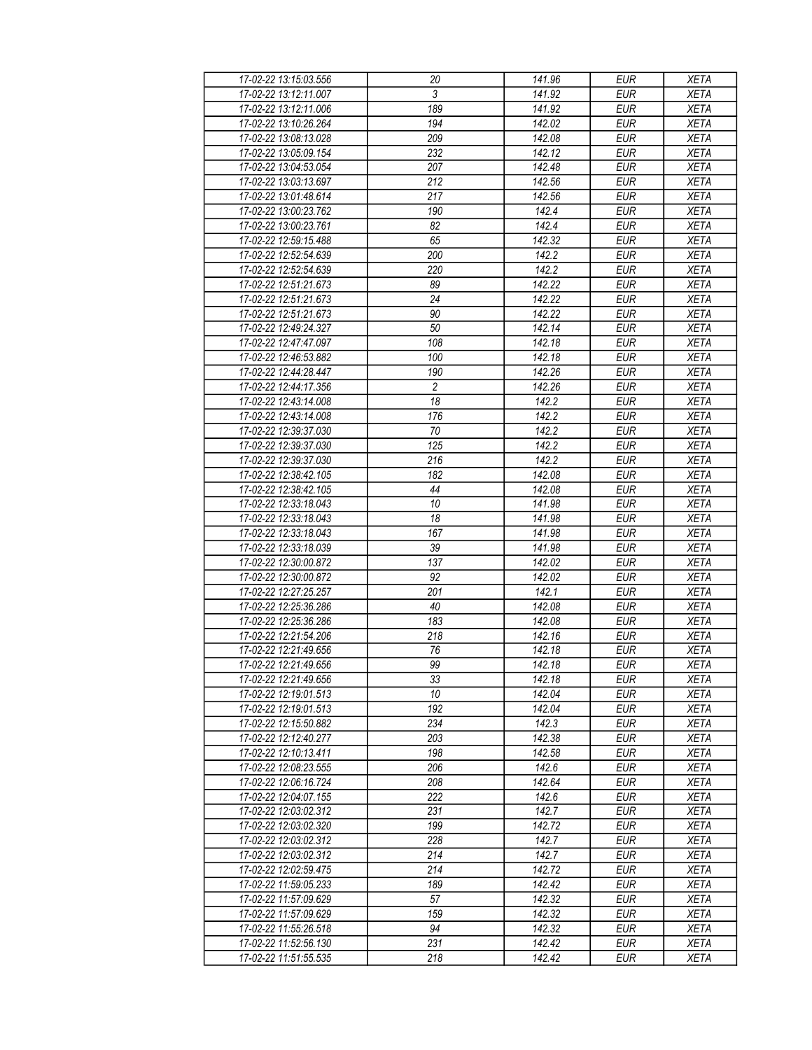| 17-02-22 13:15:03.556 | 20 | 141.96 | EUR | XETA |
|---|---|---|---|---|
| 17-02-22 13:12:11.007 | 3 | 141.92 | EUR | XETA |
| 17-02-22 13:12:11.006 | 189 | 141.92 | EUR | XETA |
| 17-02-22 13:10:26.264 | 194 | 142.02 | EUR | XETA |
| 17-02-22 13:08:13.028 | 209 | 142.08 | EUR | XETA |
| 17-02-22 13:05:09.154 | 232 | 142.12 | EUR | XETA |
| 17-02-22 13:04:53.054 | 207 | 142.48 | EUR | XETA |
| 17-02-22 13:03:13.697 | 212 | 142.56 | EUR | XETA |
| 17-02-22 13:01:48.614 | 217 | 142.56 | EUR | XETA |
| 17-02-22 13:00:23.762 | 190 | 142.4 | EUR | XETA |
| 17-02-22 13:00:23.761 | 82 | 142.4 | EUR | XETA |
| 17-02-22 12:59:15.488 | 65 | 142.32 | EUR | XETA |
| 17-02-22 12:52:54.639 | 200 | 142.2 | EUR | XETA |
| 17-02-22 12:52:54.639 | 220 | 142.2 | EUR | XETA |
| 17-02-22 12:51:21.673 | 89 | 142.22 | EUR | XETA |
| 17-02-22 12:51:21.673 | 24 | 142.22 | EUR | XETA |
| 17-02-22 12:51:21.673 | 90 | 142.22 | EUR | XETA |
| 17-02-22 12:49:24.327 | 50 | 142.14 | EUR | XETA |
| 17-02-22 12:47:47.097 | 108 | 142.18 | EUR | XETA |
| 17-02-22 12:46:53.882 | 100 | 142.18 | EUR | XETA |
| 17-02-22 12:44:28.447 | 190 | 142.26 | EUR | XETA |
| 17-02-22 12:44:17.356 | 2 | 142.26 | EUR | XETA |
| 17-02-22 12:43:14.008 | 18 | 142.2 | EUR | XETA |
| 17-02-22 12:43:14.008 | 176 | 142.2 | EUR | XETA |
| 17-02-22 12:39:37.030 | 70 | 142.2 | EUR | XETA |
| 17-02-22 12:39:37.030 | 125 | 142.2 | EUR | XETA |
| 17-02-22 12:39:37.030 | 216 | 142.2 | EUR | XETA |
| 17-02-22 12:38:42.105 | 182 | 142.08 | EUR | XETA |
| 17-02-22 12:38:42.105 | 44 | 142.08 | EUR | XETA |
| 17-02-22 12:33:18.043 | 10 | 141.98 | EUR | XETA |
| 17-02-22 12:33:18.043 | 18 | 141.98 | EUR | XETA |
| 17-02-22 12:33:18.043 | 167 | 141.98 | EUR | XETA |
| 17-02-22 12:33:18.039 | 39 | 141.98 | EUR | XETA |
| 17-02-22 12:30:00.872 | 137 | 142.02 | EUR | XETA |
| 17-02-22 12:30:00.872 | 92 | 142.02 | EUR | XETA |
| 17-02-22 12:27:25.257 | 201 | 142.1 | EUR | XETA |
| 17-02-22 12:25:36.286 | 40 | 142.08 | EUR | XETA |
| 17-02-22 12:25:36.286 | 183 | 142.08 | EUR | XETA |
| 17-02-22 12:21:54.206 | 218 | 142.16 | EUR | XETA |
| 17-02-22 12:21:49.656 | 76 | 142.18 | EUR | XETA |
| 17-02-22 12:21:49.656 | 99 | 142.18 | EUR | XETA |
| 17-02-22 12:21:49.656 | 33 | 142.18 | EUR | XETA |
| 17-02-22 12:19:01.513 | 10 | 142.04 | EUR | XETA |
| 17-02-22 12:19:01.513 | 192 | 142.04 | EUR | XETA |
| 17-02-22 12:15:50.882 | 234 | 142.3 | EUR | XETA |
| 17-02-22 12:12:40.277 | 203 | 142.38 | EUR | XETA |
| 17-02-22 12:10:13.411 | 198 | 142.58 | EUR | XETA |
| 17-02-22 12:08:23.555 | 206 | 142.6 | EUR | XETA |
| 17-02-22 12:06:16.724 | 208 | 142.64 | EUR | XETA |
| 17-02-22 12:04:07.155 | 222 | 142.6 | EUR | XETA |
| 17-02-22 12:03:02.312 | 231 | 142.7 | EUR | XETA |
| 17-02-22 12:03:02.320 | 199 | 142.72 | EUR | XETA |
| 17-02-22 12:03:02.312 | 228 | 142.7 | EUR | XETA |
| 17-02-22 12:03:02.312 | 214 | 142.7 | EUR | XETA |
| 17-02-22 12:02:59.475 | 214 | 142.72 | EUR | XETA |
| 17-02-22 11:59:05.233 | 189 | 142.42 | EUR | XETA |
| 17-02-22 11:57:09.629 | 57 | 142.32 | EUR | XETA |
| 17-02-22 11:57:09.629 | 159 | 142.32 | EUR | XETA |
| 17-02-22 11:55:26.518 | 94 | 142.32 | EUR | XETA |
| 17-02-22 11:52:56.130 | 231 | 142.42 | EUR | XETA |
| 17-02-22 11:51:55.535 | 218 | 142.42 | EUR | XETA |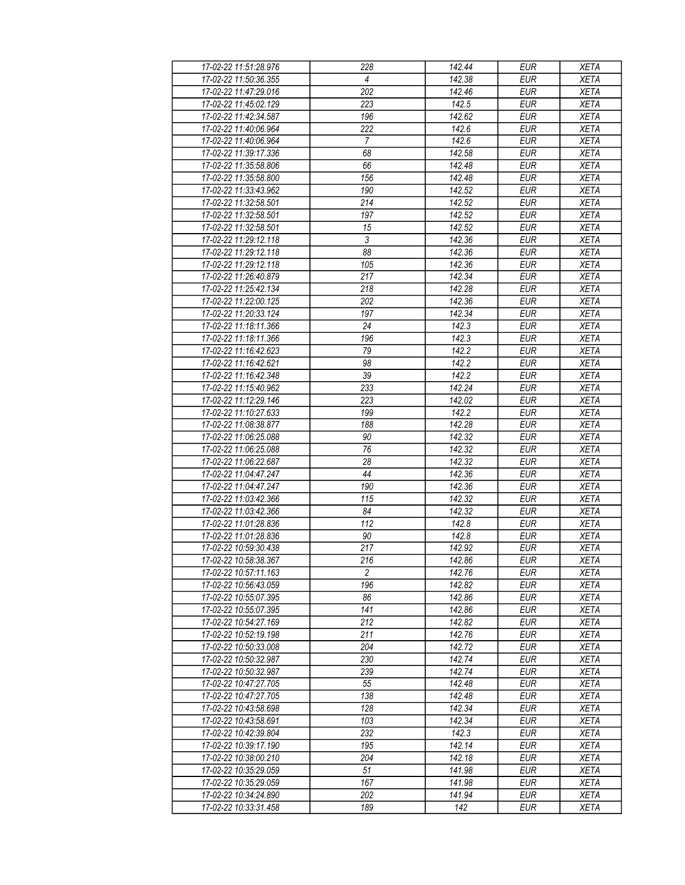| | | | | |
|---|---|---|---|---|
| 17-02-22 11:51:28.976 | 228 | 142.44 | EUR | XETA |
| 17-02-22 11:50:36.355 | 4 | 142.38 | EUR | XETA |
| 17-02-22 11:47:29.016 | 202 | 142.46 | EUR | XETA |
| 17-02-22 11:45:02.129 | 223 | 142.5 | EUR | XETA |
| 17-02-22 11:42:34.587 | 196 | 142.62 | EUR | XETA |
| 17-02-22 11:40:06.964 | 222 | 142.6 | EUR | XETA |
| 17-02-22 11:40:06.964 | 7 | 142.6 | EUR | XETA |
| 17-02-22 11:39:17.336 | 68 | 142.58 | EUR | XETA |
| 17-02-22 11:35:58.806 | 66 | 142.48 | EUR | XETA |
| 17-02-22 11:35:58.800 | 156 | 142.48 | EUR | XETA |
| 17-02-22 11:33:43.962 | 190 | 142.52 | EUR | XETA |
| 17-02-22 11:32:58.501 | 214 | 142.52 | EUR | XETA |
| 17-02-22 11:32:58.501 | 197 | 142.52 | EUR | XETA |
| 17-02-22 11:32:58.501 | 15 | 142.52 | EUR | XETA |
| 17-02-22 11:29:12.118 | 3 | 142.36 | EUR | XETA |
| 17-02-22 11:29:12.118 | 88 | 142.36 | EUR | XETA |
| 17-02-22 11:29:12.118 | 105 | 142.36 | EUR | XETA |
| 17-02-22 11:26:40.879 | 217 | 142.34 | EUR | XETA |
| 17-02-22 11:25:42.134 | 218 | 142.28 | EUR | XETA |
| 17-02-22 11:22:00.125 | 202 | 142.36 | EUR | XETA |
| 17-02-22 11:20:33.124 | 197 | 142.34 | EUR | XETA |
| 17-02-22 11:18:11.366 | 24 | 142.3 | EUR | XETA |
| 17-02-22 11:18:11.366 | 196 | 142.3 | EUR | XETA |
| 17-02-22 11:16:42.623 | 79 | 142.2 | EUR | XETA |
| 17-02-22 11:16:42.621 | 98 | 142.2 | EUR | XETA |
| 17-02-22 11:16:42.348 | 39 | 142.2 | EUR | XETA |
| 17-02-22 11:15:40.962 | 233 | 142.24 | EUR | XETA |
| 17-02-22 11:12:29.146 | 223 | 142.02 | EUR | XETA |
| 17-02-22 11:10:27.633 | 199 | 142.2 | EUR | XETA |
| 17-02-22 11:08:38.877 | 188 | 142.28 | EUR | XETA |
| 17-02-22 11:06:25.088 | 90 | 142.32 | EUR | XETA |
| 17-02-22 11:06:25.088 | 76 | 142.32 | EUR | XETA |
| 17-02-22 11:06:22.687 | 28 | 142.32 | EUR | XETA |
| 17-02-22 11:04:47.247 | 44 | 142.36 | EUR | XETA |
| 17-02-22 11:04:47.247 | 190 | 142.36 | EUR | XETA |
| 17-02-22 11:03:42.366 | 115 | 142.32 | EUR | XETA |
| 17-02-22 11:03:42.366 | 84 | 142.32 | EUR | XETA |
| 17-02-22 11:01:28.836 | 112 | 142.8 | EUR | XETA |
| 17-02-22 11:01:28.836 | 90 | 142.8 | EUR | XETA |
| 17-02-22 10:59:30.438 | 217 | 142.92 | EUR | XETA |
| 17-02-22 10:58:38.367 | 216 | 142.86 | EUR | XETA |
| 17-02-22 10:57:11.163 | 2 | 142.76 | EUR | XETA |
| 17-02-22 10:56:43.059 | 196 | 142.82 | EUR | XETA |
| 17-02-22 10:55:07.395 | 86 | 142.86 | EUR | XETA |
| 17-02-22 10:55:07.395 | 141 | 142.86 | EUR | XETA |
| 17-02-22 10:54:27.169 | 212 | 142.82 | EUR | XETA |
| 17-02-22 10:52:19.198 | 211 | 142.76 | EUR | XETA |
| 17-02-22 10:50:33.008 | 204 | 142.72 | EUR | XETA |
| 17-02-22 10:50:32.987 | 230 | 142.74 | EUR | XETA |
| 17-02-22 10:50:32.987 | 239 | 142.74 | EUR | XETA |
| 17-02-22 10:47:27.705 | 55 | 142.48 | EUR | XETA |
| 17-02-22 10:47:27.705 | 138 | 142.48 | EUR | XETA |
| 17-02-22 10:43:58.698 | 128 | 142.34 | EUR | XETA |
| 17-02-22 10:43:58.691 | 103 | 142.34 | EUR | XETA |
| 17-02-22 10:42:39.804 | 232 | 142.3 | EUR | XETA |
| 17-02-22 10:39:17.190 | 195 | 142.14 | EUR | XETA |
| 17-02-22 10:38:00.210 | 204 | 142.18 | EUR | XETA |
| 17-02-22 10:35:29.059 | 51 | 141.98 | EUR | XETA |
| 17-02-22 10:35:29.059 | 167 | 141.98 | EUR | XETA |
| 17-02-22 10:34:24.890 | 202 | 141.94 | EUR | XETA |
| 17-02-22 10:33:31.458 | 189 | 142 | EUR | XETA |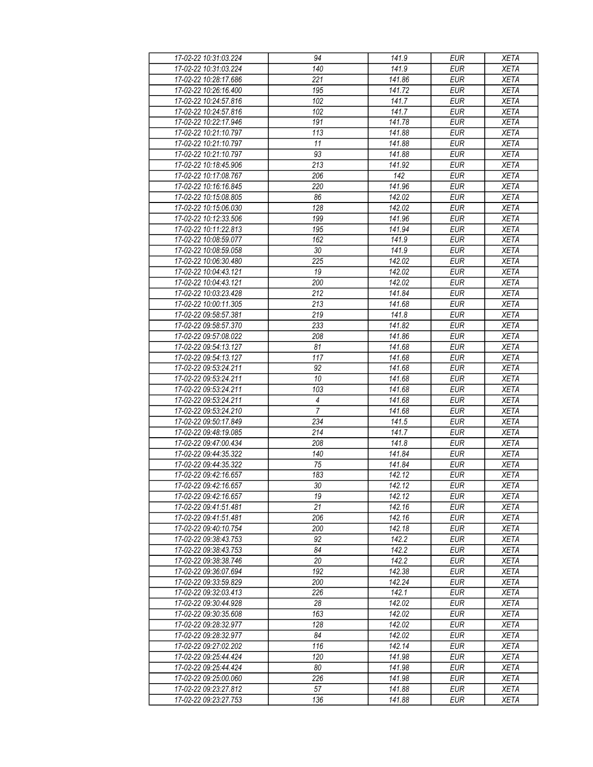| | | | | |
|---|---|---|---|---|
| 17-02-22 10:31:03.224 | 94 | 141.9 | EUR | XETA |
| 17-02-22 10:31:03.224 | 140 | 141.9 | EUR | XETA |
| 17-02-22 10:28:17.686 | 221 | 141.86 | EUR | XETA |
| 17-02-22 10:26:16.400 | 195 | 141.72 | EUR | XETA |
| 17-02-22 10:24:57.816 | 102 | 141.7 | EUR | XETA |
| 17-02-22 10:24:57.816 | 102 | 141.7 | EUR | XETA |
| 17-02-22 10:22:17.946 | 191 | 141.78 | EUR | XETA |
| 17-02-22 10:21:10.797 | 113 | 141.88 | EUR | XETA |
| 17-02-22 10:21:10.797 | 11 | 141.88 | EUR | XETA |
| 17-02-22 10:21:10.797 | 93 | 141.88 | EUR | XETA |
| 17-02-22 10:18:45.906 | 213 | 141.92 | EUR | XETA |
| 17-02-22 10:17:08.767 | 206 | 142 | EUR | XETA |
| 17-02-22 10:16:16.845 | 220 | 141.96 | EUR | XETA |
| 17-02-22 10:15:08.805 | 86 | 142.02 | EUR | XETA |
| 17-02-22 10:15:06.030 | 128 | 142.02 | EUR | XETA |
| 17-02-22 10:12:33.506 | 199 | 141.96 | EUR | XETA |
| 17-02-22 10:11:22.813 | 195 | 141.94 | EUR | XETA |
| 17-02-22 10:08:59.077 | 162 | 141.9 | EUR | XETA |
| 17-02-22 10:08:59.058 | 30 | 141.9 | EUR | XETA |
| 17-02-22 10:06:30.480 | 225 | 142.02 | EUR | XETA |
| 17-02-22 10:04:43.121 | 19 | 142.02 | EUR | XETA |
| 17-02-22 10:04:43.121 | 200 | 142.02 | EUR | XETA |
| 17-02-22 10:03:23.428 | 212 | 141.84 | EUR | XETA |
| 17-02-22 10:00:11.305 | 213 | 141.68 | EUR | XETA |
| 17-02-22 09:58:57.381 | 219 | 141.8 | EUR | XETA |
| 17-02-22 09:58:57.370 | 233 | 141.82 | EUR | XETA |
| 17-02-22 09:57:08.022 | 208 | 141.86 | EUR | XETA |
| 17-02-22 09:54:13.127 | 81 | 141.68 | EUR | XETA |
| 17-02-22 09:54:13.127 | 117 | 141.68 | EUR | XETA |
| 17-02-22 09:53:24.211 | 92 | 141.68 | EUR | XETA |
| 17-02-22 09:53:24.211 | 10 | 141.68 | EUR | XETA |
| 17-02-22 09:53:24.211 | 103 | 141.68 | EUR | XETA |
| 17-02-22 09:53:24.211 | 4 | 141.68 | EUR | XETA |
| 17-02-22 09:53:24.210 | 7 | 141.68 | EUR | XETA |
| 17-02-22 09:50:17.849 | 234 | 141.5 | EUR | XETA |
| 17-02-22 09:48:19.085 | 214 | 141.7 | EUR | XETA |
| 17-02-22 09:47:00.434 | 208 | 141.8 | EUR | XETA |
| 17-02-22 09:44:35.322 | 140 | 141.84 | EUR | XETA |
| 17-02-22 09:44:35.322 | 75 | 141.84 | EUR | XETA |
| 17-02-22 09:42:16.657 | 183 | 142.12 | EUR | XETA |
| 17-02-22 09:42:16.657 | 30 | 142.12 | EUR | XETA |
| 17-02-22 09:42:16.657 | 19 | 142.12 | EUR | XETA |
| 17-02-22 09:41:51.481 | 21 | 142.16 | EUR | XETA |
| 17-02-22 09:41:51.481 | 206 | 142.16 | EUR | XETA |
| 17-02-22 09:40:10.754 | 200 | 142.18 | EUR | XETA |
| 17-02-22 09:38:43.753 | 92 | 142.2 | EUR | XETA |
| 17-02-22 09:38:43.753 | 84 | 142.2 | EUR | XETA |
| 17-02-22 09:38:38.746 | 20 | 142.2 | EUR | XETA |
| 17-02-22 09:36:07.694 | 192 | 142.38 | EUR | XETA |
| 17-02-22 09:33:59.829 | 200 | 142.24 | EUR | XETA |
| 17-02-22 09:32:03.413 | 226 | 142.1 | EUR | XETA |
| 17-02-22 09:30:44.928 | 28 | 142.02 | EUR | XETA |
| 17-02-22 09:30:35.608 | 163 | 142.02 | EUR | XETA |
| 17-02-22 09:28:32.977 | 128 | 142.02 | EUR | XETA |
| 17-02-22 09:28:32.977 | 84 | 142.02 | EUR | XETA |
| 17-02-22 09:27:02.202 | 116 | 142.14 | EUR | XETA |
| 17-02-22 09:25:44.424 | 120 | 141.98 | EUR | XETA |
| 17-02-22 09:25:44.424 | 80 | 141.98 | EUR | XETA |
| 17-02-22 09:25:00.060 | 226 | 141.98 | EUR | XETA |
| 17-02-22 09:23:27.812 | 57 | 141.88 | EUR | XETA |
| 17-02-22 09:23:27.753 | 136 | 141.88 | EUR | XETA |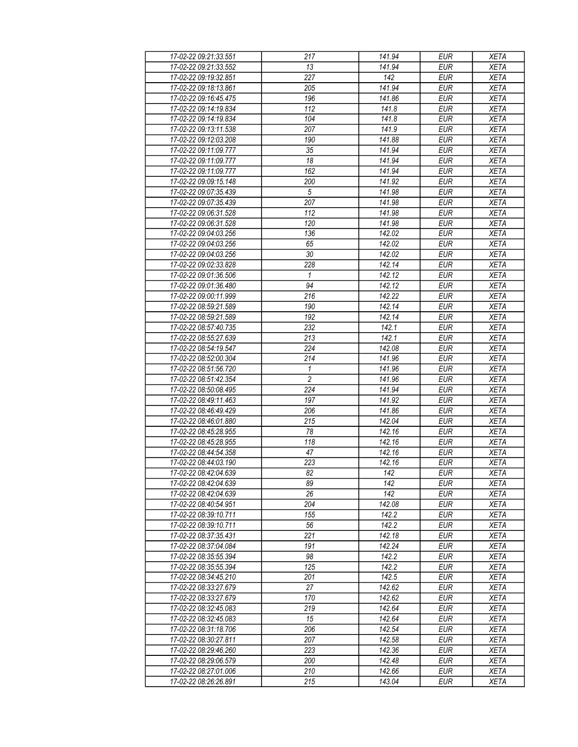| 17-02-22 09:21:33.551 | 217 | 141.94 | EUR | XETA |
|---|---|---|---|---|
| 17-02-22 09:21:33.552 | 13 | 141.94 | EUR | XETA |
| 17-02-22 09:19:32.851 | 227 | 142 | EUR | XETA |
| 17-02-22 09:18:13.861 | 205 | 141.94 | EUR | XETA |
| 17-02-22 09:16:45.475 | 196 | 141.86 | EUR | XETA |
| 17-02-22 09:14:19.834 | 112 | 141.8 | EUR | XETA |
| 17-02-22 09:14:19.834 | 104 | 141.8 | EUR | XETA |
| 17-02-22 09:13:11.538 | 207 | 141.9 | EUR | XETA |
| 17-02-22 09:12:03.208 | 190 | 141.88 | EUR | XETA |
| 17-02-22 09:11:09.777 | 35 | 141.94 | EUR | XETA |
| 17-02-22 09:11:09.777 | 18 | 141.94 | EUR | XETA |
| 17-02-22 09:11:09.777 | 162 | 141.94 | EUR | XETA |
| 17-02-22 09:09:15.148 | 200 | 141.92 | EUR | XETA |
| 17-02-22 09:07:35.439 | 5 | 141.98 | EUR | XETA |
| 17-02-22 09:07:35.439 | 207 | 141.98 | EUR | XETA |
| 17-02-22 09:06:31.528 | 112 | 141.98 | EUR | XETA |
| 17-02-22 09:06:31.528 | 120 | 141.98 | EUR | XETA |
| 17-02-22 09:04:03.256 | 136 | 142.02 | EUR | XETA |
| 17-02-22 09:04:03.256 | 65 | 142.02 | EUR | XETA |
| 17-02-22 09:04:03.256 | 30 | 142.02 | EUR | XETA |
| 17-02-22 09:02:33.828 | 228 | 142.14 | EUR | XETA |
| 17-02-22 09:01:36.506 | 1 | 142.12 | EUR | XETA |
| 17-02-22 09:01:36.480 | 94 | 142.12 | EUR | XETA |
| 17-02-22 09:00:11.999 | 216 | 142.22 | EUR | XETA |
| 17-02-22 08:59:21.589 | 190 | 142.14 | EUR | XETA |
| 17-02-22 08:59:21.589 | 192 | 142.14 | EUR | XETA |
| 17-02-22 08:57:40.735 | 232 | 142.1 | EUR | XETA |
| 17-02-22 08:55:27.639 | 213 | 142.1 | EUR | XETA |
| 17-02-22 08:54:19.547 | 224 | 142.08 | EUR | XETA |
| 17-02-22 08:52:00.304 | 214 | 141.96 | EUR | XETA |
| 17-02-22 08:51:56.720 | 1 | 141.96 | EUR | XETA |
| 17-02-22 08:51:42.354 | 2 | 141.96 | EUR | XETA |
| 17-02-22 08:50:08.495 | 224 | 141.94 | EUR | XETA |
| 17-02-22 08:49:11.463 | 197 | 141.92 | EUR | XETA |
| 17-02-22 08:46:49.429 | 206 | 141.86 | EUR | XETA |
| 17-02-22 08:46:01.880 | 215 | 142.04 | EUR | XETA |
| 17-02-22 08:45:28.955 | 78 | 142.16 | EUR | XETA |
| 17-02-22 08:45:28.955 | 118 | 142.16 | EUR | XETA |
| 17-02-22 08:44:54.358 | 47 | 142.16 | EUR | XETA |
| 17-02-22 08:44:03.190 | 223 | 142.16 | EUR | XETA |
| 17-02-22 08:42:04.639 | 82 | 142 | EUR | XETA |
| 17-02-22 08:42:04.639 | 89 | 142 | EUR | XETA |
| 17-02-22 08:42:04.639 | 26 | 142 | EUR | XETA |
| 17-02-22 08:40:54.951 | 204 | 142.08 | EUR | XETA |
| 17-02-22 08:39:10.711 | 155 | 142.2 | EUR | XETA |
| 17-02-22 08:39:10.711 | 56 | 142.2 | EUR | XETA |
| 17-02-22 08:37:35.431 | 221 | 142.18 | EUR | XETA |
| 17-02-22 08:37:04.084 | 191 | 142.24 | EUR | XETA |
| 17-02-22 08:35:55.394 | 98 | 142.2 | EUR | XETA |
| 17-02-22 08:35:55.394 | 125 | 142.2 | EUR | XETA |
| 17-02-22 08:34:45.210 | 201 | 142.5 | EUR | XETA |
| 17-02-22 08:33:27.679 | 27 | 142.62 | EUR | XETA |
| 17-02-22 08:33:27.679 | 170 | 142.62 | EUR | XETA |
| 17-02-22 08:32:45.083 | 219 | 142.64 | EUR | XETA |
| 17-02-22 08:32:45.083 | 15 | 142.64 | EUR | XETA |
| 17-02-22 08:31:18.706 | 206 | 142.54 | EUR | XETA |
| 17-02-22 08:30:27.811 | 207 | 142.58 | EUR | XETA |
| 17-02-22 08:29:46.260 | 223 | 142.36 | EUR | XETA |
| 17-02-22 08:29:06.579 | 200 | 142.48 | EUR | XETA |
| 17-02-22 08:27:01.006 | 210 | 142.66 | EUR | XETA |
| 17-02-22 08:26:26.891 | 215 | 143.04 | EUR | XETA |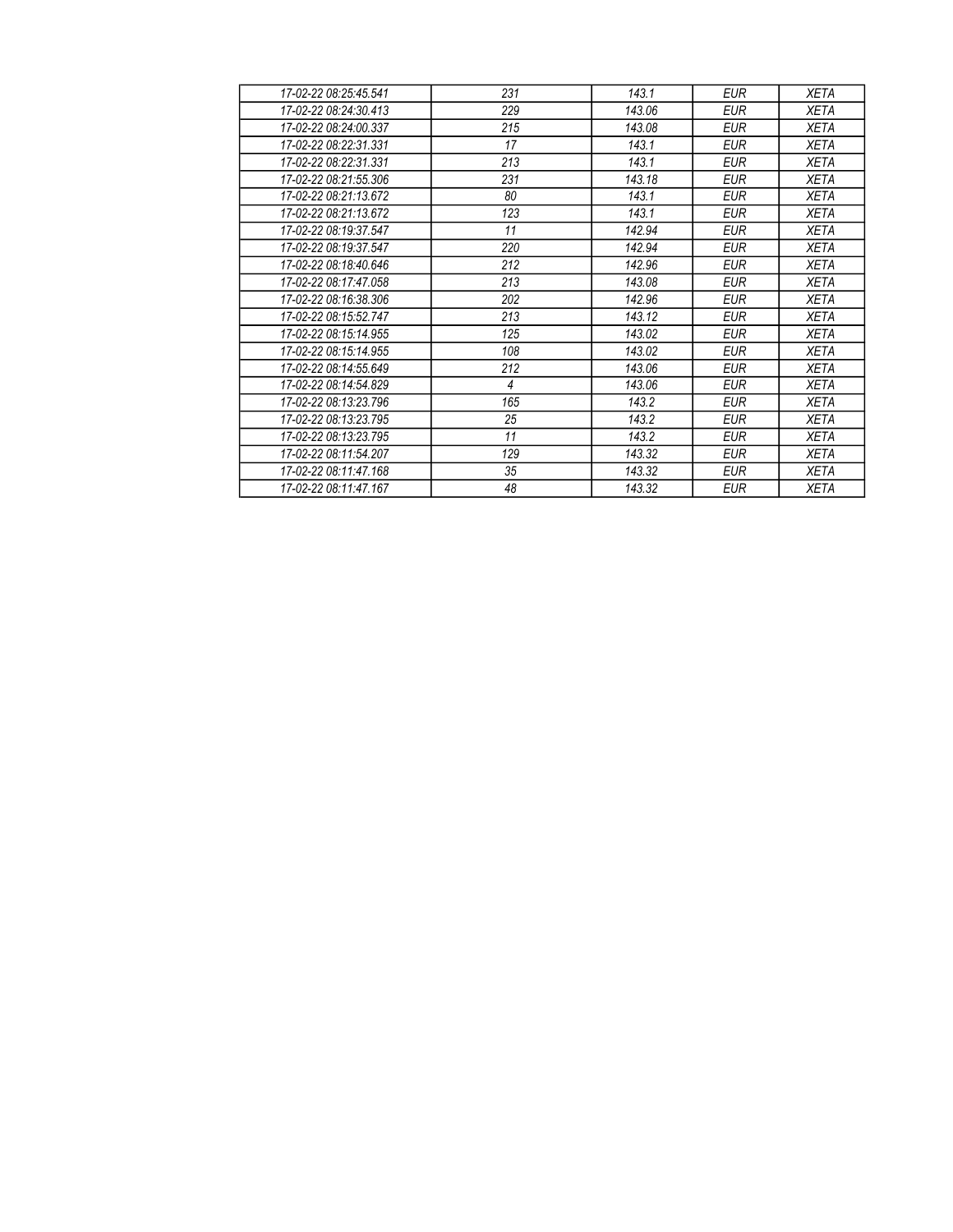| 17-02-22 08:25:45.541 | 231 | 143.1 | EUR | XETA |
|---|---|---|---|---|
| 17-02-22 08:24:30.413 | 229 | 143.06 | EUR | XETA |
| 17-02-22 08:24:00.337 | 215 | 143.08 | EUR | XETA |
| 17-02-22 08:22:31.331 | 17 | 143.1 | EUR | XETA |
| 17-02-22 08:22:31.331 | 213 | 143.1 | EUR | XETA |
| 17-02-22 08:21:55.306 | 231 | 143.18 | EUR | XETA |
| 17-02-22 08:21:13.672 | 80 | 143.1 | EUR | XETA |
| 17-02-22 08:21:13.672 | 123 | 143.1 | EUR | XETA |
| 17-02-22 08:19:37.547 | 11 | 142.94 | EUR | XETA |
| 17-02-22 08:19:37.547 | 220 | 142.94 | EUR | XETA |
| 17-02-22 08:18:40.646 | 212 | 142.96 | EUR | XETA |
| 17-02-22 08:17:47.058 | 213 | 143.08 | EUR | XETA |
| 17-02-22 08:16:38.306 | 202 | 142.96 | EUR | XETA |
| 17-02-22 08:15:52.747 | 213 | 143.12 | EUR | XETA |
| 17-02-22 08:15:14.955 | 125 | 143.02 | EUR | XETA |
| 17-02-22 08:15:14.955 | 108 | 143.02 | EUR | XETA |
| 17-02-22 08:14:55.649 | 212 | 143.06 | EUR | XETA |
| 17-02-22 08:14:54.829 | 4 | 143.06 | EUR | XETA |
| 17-02-22 08:13:23.796 | 165 | 143.2 | EUR | XETA |
| 17-02-22 08:13:23.795 | 25 | 143.2 | EUR | XETA |
| 17-02-22 08:13:23.795 | 11 | 143.2 | EUR | XETA |
| 17-02-22 08:11:54.207 | 129 | 143.32 | EUR | XETA |
| 17-02-22 08:11:47.168 | 35 | 143.32 | EUR | XETA |
| 17-02-22 08:11:47.167 | 48 | 143.32 | EUR | XETA |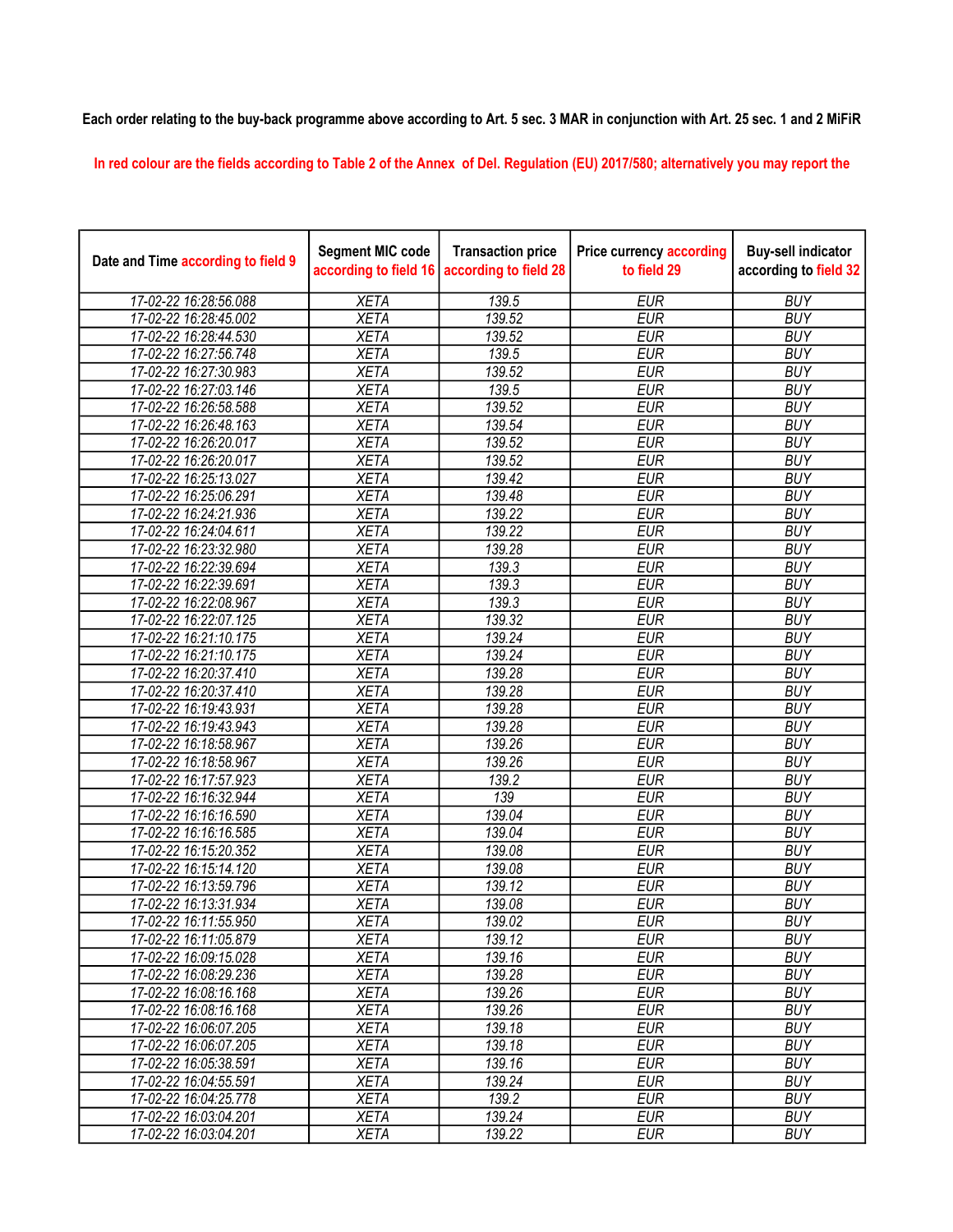Each order relating to the buy-back programme above according to Art. 5 sec. 3 MAR in conjunction with Art. 25 sec. 1 and 2 MiFiR

In red colour are the fields according to Table 2 of the Annex of Del. Regulation (EU) 2017/580; alternatively you may report the

| Date and Time according to field 9 | Segment MIC code according to field 16 | Transaction price according to field 28 | Price currency according to field 29 | Buy-sell indicator according to field 32 |
|---|---|---|---|---|
| 17-02-22 16:28:56.088 | XETA | 139.5 | EUR | BUY |
| 17-02-22 16:28:45.002 | XETA | 139.52 | EUR | BUY |
| 17-02-22 16:28:44.530 | XETA | 139.52 | EUR | BUY |
| 17-02-22 16:27:56.748 | XETA | 139.5 | EUR | BUY |
| 17-02-22 16:27:30.983 | XETA | 139.52 | EUR | BUY |
| 17-02-22 16:27:03.146 | XETA | 139.5 | EUR | BUY |
| 17-02-22 16:26:58.588 | XETA | 139.52 | EUR | BUY |
| 17-02-22 16:26:48.163 | XETA | 139.54 | EUR | BUY |
| 17-02-22 16:26:20.017 | XETA | 139.52 | EUR | BUY |
| 17-02-22 16:26:20.017 | XETA | 139.52 | EUR | BUY |
| 17-02-22 16:25:13.027 | XETA | 139.42 | EUR | BUY |
| 17-02-22 16:25:06.291 | XETA | 139.48 | EUR | BUY |
| 17-02-22 16:24:21.936 | XETA | 139.22 | EUR | BUY |
| 17-02-22 16:24:04.611 | XETA | 139.22 | EUR | BUY |
| 17-02-22 16:23:32.980 | XETA | 139.28 | EUR | BUY |
| 17-02-22 16:22:39.694 | XETA | 139.3 | EUR | BUY |
| 17-02-22 16:22:39.691 | XETA | 139.3 | EUR | BUY |
| 17-02-22 16:22:08.967 | XETA | 139.3 | EUR | BUY |
| 17-02-22 16:22:07.125 | XETA | 139.32 | EUR | BUY |
| 17-02-22 16:21:10.175 | XETA | 139.24 | EUR | BUY |
| 17-02-22 16:21:10.175 | XETA | 139.24 | EUR | BUY |
| 17-02-22 16:20:37.410 | XETA | 139.28 | EUR | BUY |
| 17-02-22 16:20:37.410 | XETA | 139.28 | EUR | BUY |
| 17-02-22 16:19:43.931 | XETA | 139.28 | EUR | BUY |
| 17-02-22 16:19:43.943 | XETA | 139.28 | EUR | BUY |
| 17-02-22 16:18:58.967 | XETA | 139.26 | EUR | BUY |
| 17-02-22 16:18:58.967 | XETA | 139.26 | EUR | BUY |
| 17-02-22 16:17:57.923 | XETA | 139.2 | EUR | BUY |
| 17-02-22 16:16:32.944 | XETA | 139 | EUR | BUY |
| 17-02-22 16:16:16.590 | XETA | 139.04 | EUR | BUY |
| 17-02-22 16:16:16.585 | XETA | 139.04 | EUR | BUY |
| 17-02-22 16:15:20.352 | XETA | 139.08 | EUR | BUY |
| 17-02-22 16:15:14.120 | XETA | 139.08 | EUR | BUY |
| 17-02-22 16:13:59.796 | XETA | 139.12 | EUR | BUY |
| 17-02-22 16:13:31.934 | XETA | 139.08 | EUR | BUY |
| 17-02-22 16:11:55.950 | XETA | 139.02 | EUR | BUY |
| 17-02-22 16:11:05.879 | XETA | 139.12 | EUR | BUY |
| 17-02-22 16:09:15.028 | XETA | 139.16 | EUR | BUY |
| 17-02-22 16:08:29.236 | XETA | 139.28 | EUR | BUY |
| 17-02-22 16:08:16.168 | XETA | 139.26 | EUR | BUY |
| 17-02-22 16:08:16.168 | XETA | 139.26 | EUR | BUY |
| 17-02-22 16:06:07.205 | XETA | 139.18 | EUR | BUY |
| 17-02-22 16:06:07.205 | XETA | 139.18 | EUR | BUY |
| 17-02-22 16:05:38.591 | XETA | 139.16 | EUR | BUY |
| 17-02-22 16:04:55.591 | XETA | 139.24 | EUR | BUY |
| 17-02-22 16:04:25.778 | XETA | 139.2 | EUR | BUY |
| 17-02-22 16:03:04.201 | XETA | 139.24 | EUR | BUY |
| 17-02-22 16:03:04.201 | XETA | 139.22 | EUR | BUY |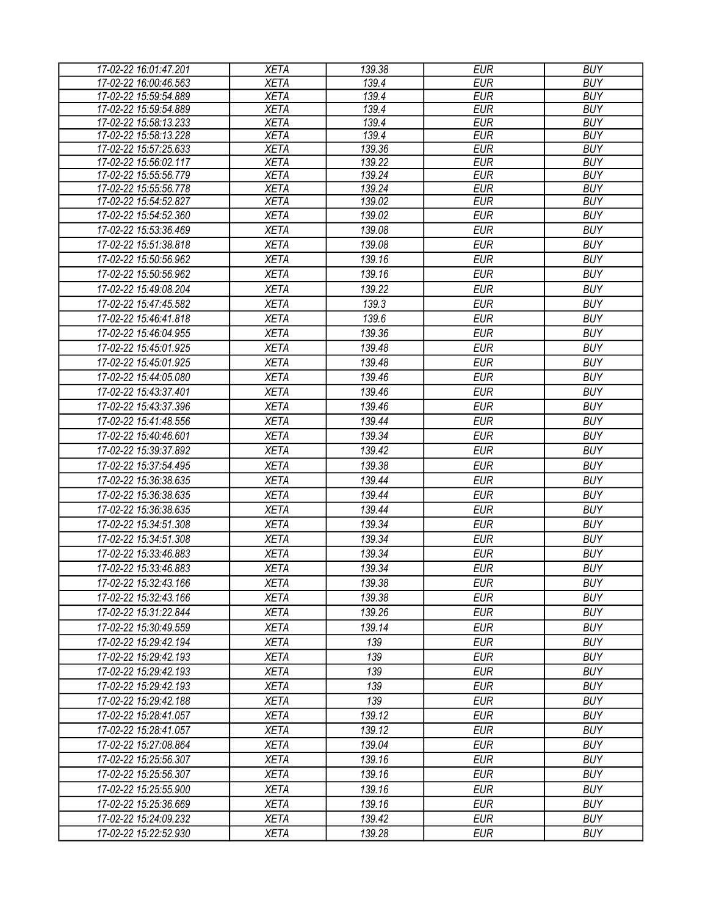| 17-02-22 16:01:47.201 | XETA | 139.38 | EUR | BUY |
|---|---|---|---|---|
| 17-02-22 16:00:46.563 | XETA | 139.4 | EUR | BUY |
| 17-02-22 15:59:54.889 | XETA | 139.4 | EUR | BUY |
| 17-02-22 15:59:54.889 | XETA | 139.4 | EUR | BUY |
| 17-02-22 15:58:13.233 | XETA | 139.4 | EUR | BUY |
| 17-02-22 15:58:13.228 | XETA | 139.4 | EUR | BUY |
| 17-02-22 15:57:25.633 | XETA | 139.36 | EUR | BUY |
| 17-02-22 15:56:02.117 | XETA | 139.22 | EUR | BUY |
| 17-02-22 15:55:56.779 | XETA | 139.24 | EUR | BUY |
| 17-02-22 15:55:56.778 | XETA | 139.24 | EUR | BUY |
| 17-02-22 15:54:52.827 | XETA | 139.02 | EUR | BUY |
| 17-02-22 15:54:52.360 | XETA | 139.02 | EUR | BUY |
| 17-02-22 15:53:36.469 | XETA | 139.08 | EUR | BUY |
| 17-02-22 15:51:38.818 | XETA | 139.08 | EUR | BUY |
| 17-02-22 15:50:56.962 | XETA | 139.16 | EUR | BUY |
| 17-02-22 15:50:56.962 | XETA | 139.16 | EUR | BUY |
| 17-02-22 15:49:08.204 | XETA | 139.22 | EUR | BUY |
| 17-02-22 15:47:45.582 | XETA | 139.3 | EUR | BUY |
| 17-02-22 15:46:41.818 | XETA | 139.6 | EUR | BUY |
| 17-02-22 15:46:04.955 | XETA | 139.36 | EUR | BUY |
| 17-02-22 15:45:01.925 | XETA | 139.48 | EUR | BUY |
| 17-02-22 15:45:01.925 | XETA | 139.48 | EUR | BUY |
| 17-02-22 15:44:05.080 | XETA | 139.46 | EUR | BUY |
| 17-02-22 15:43:37.401 | XETA | 139.46 | EUR | BUY |
| 17-02-22 15:43:37.396 | XETA | 139.46 | EUR | BUY |
| 17-02-22 15:41:48.556 | XETA | 139.44 | EUR | BUY |
| 17-02-22 15:40:46.601 | XETA | 139.34 | EUR | BUY |
| 17-02-22 15:39:37.892 | XETA | 139.42 | EUR | BUY |
| 17-02-22 15:37:54.495 | XETA | 139.38 | EUR | BUY |
| 17-02-22 15:36:38.635 | XETA | 139.44 | EUR | BUY |
| 17-02-22 15:36:38.635 | XETA | 139.44 | EUR | BUY |
| 17-02-22 15:36:38.635 | XETA | 139.44 | EUR | BUY |
| 17-02-22 15:34:51.308 | XETA | 139.34 | EUR | BUY |
| 17-02-22 15:34:51.308 | XETA | 139.34 | EUR | BUY |
| 17-02-22 15:33:46.883 | XETA | 139.34 | EUR | BUY |
| 17-02-22 15:33:46.883 | XETA | 139.34 | EUR | BUY |
| 17-02-22 15:32:43.166 | XETA | 139.38 | EUR | BUY |
| 17-02-22 15:32:43.166 | XETA | 139.38 | EUR | BUY |
| 17-02-22 15:31:22.844 | XETA | 139.26 | EUR | BUY |
| 17-02-22 15:30:49.559 | XETA | 139.14 | EUR | BUY |
| 17-02-22 15:29:42.194 | XETA | 139 | EUR | BUY |
| 17-02-22 15:29:42.193 | XETA | 139 | EUR | BUY |
| 17-02-22 15:29:42.193 | XETA | 139 | EUR | BUY |
| 17-02-22 15:29:42.193 | XETA | 139 | EUR | BUY |
| 17-02-22 15:29:42.188 | XETA | 139 | EUR | BUY |
| 17-02-22 15:28:41.057 | XETA | 139.12 | EUR | BUY |
| 17-02-22 15:28:41.057 | XETA | 139.12 | EUR | BUY |
| 17-02-22 15:27:08.864 | XETA | 139.04 | EUR | BUY |
| 17-02-22 15:25:56.307 | XETA | 139.16 | EUR | BUY |
| 17-02-22 15:25:56.307 | XETA | 139.16 | EUR | BUY |
| 17-02-22 15:25:55.900 | XETA | 139.16 | EUR | BUY |
| 17-02-22 15:25:36.669 | XETA | 139.16 | EUR | BUY |
| 17-02-22 15:24:09.232 | XETA | 139.42 | EUR | BUY |
| 17-02-22 15:22:52.930 | XETA | 139.28 | EUR | BUY |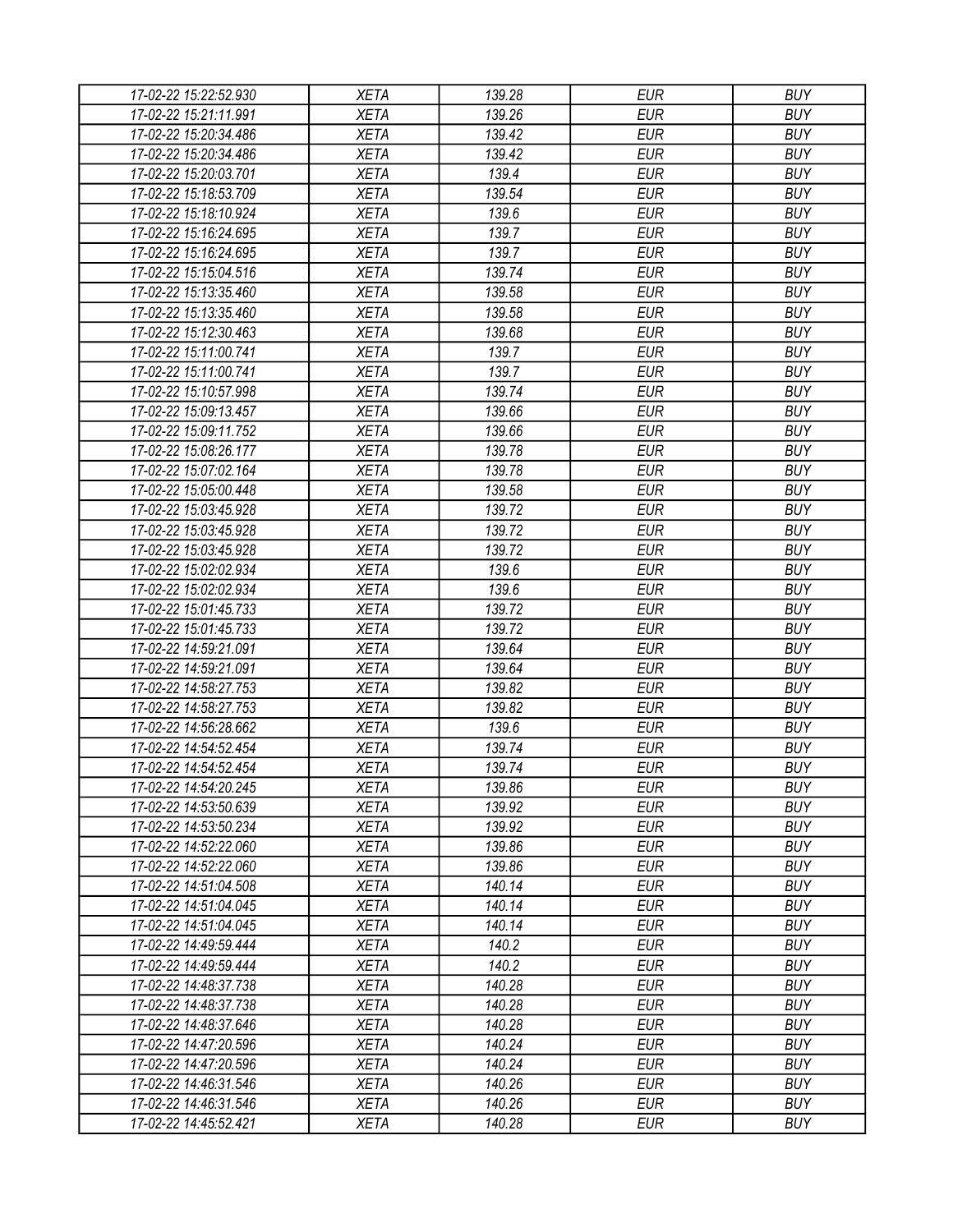| 17-02-22 15:22:52.930 | XETA | 139.28 | EUR | BUY |
|---|---|---|---|---|
| 17-02-22 15:21:11.991 | XETA | 139.26 | EUR | BUY |
| 17-02-22 15:20:34.486 | XETA | 139.42 | EUR | BUY |
| 17-02-22 15:20:34.486 | XETA | 139.42 | EUR | BUY |
| 17-02-22 15:20:03.701 | XETA | 139.4 | EUR | BUY |
| 17-02-22 15:18:53.709 | XETA | 139.54 | EUR | BUY |
| 17-02-22 15:18:10.924 | XETA | 139.6 | EUR | BUY |
| 17-02-22 15:16:24.695 | XETA | 139.7 | EUR | BUY |
| 17-02-22 15:16:24.695 | XETA | 139.7 | EUR | BUY |
| 17-02-22 15:15:04.516 | XETA | 139.74 | EUR | BUY |
| 17-02-22 15:13:35.460 | XETA | 139.58 | EUR | BUY |
| 17-02-22 15:13:35.460 | XETA | 139.58 | EUR | BUY |
| 17-02-22 15:12:30.463 | XETA | 139.68 | EUR | BUY |
| 17-02-22 15:11:00.741 | XETA | 139.7 | EUR | BUY |
| 17-02-22 15:11:00.741 | XETA | 139.7 | EUR | BUY |
| 17-02-22 15:10:57.998 | XETA | 139.74 | EUR | BUY |
| 17-02-22 15:09:13.457 | XETA | 139.66 | EUR | BUY |
| 17-02-22 15:09:11.752 | XETA | 139.66 | EUR | BUY |
| 17-02-22 15:08:26.177 | XETA | 139.78 | EUR | BUY |
| 17-02-22 15:07:02.164 | XETA | 139.78 | EUR | BUY |
| 17-02-22 15:05:00.448 | XETA | 139.58 | EUR | BUY |
| 17-02-22 15:03:45.928 | XETA | 139.72 | EUR | BUY |
| 17-02-22 15:03:45.928 | XETA | 139.72 | EUR | BUY |
| 17-02-22 15:03:45.928 | XETA | 139.72 | EUR | BUY |
| 17-02-22 15:02:02.934 | XETA | 139.6 | EUR | BUY |
| 17-02-22 15:02:02.934 | XETA | 139.6 | EUR | BUY |
| 17-02-22 15:01:45.733 | XETA | 139.72 | EUR | BUY |
| 17-02-22 15:01:45.733 | XETA | 139.72 | EUR | BUY |
| 17-02-22 14:59:21.091 | XETA | 139.64 | EUR | BUY |
| 17-02-22 14:59:21.091 | XETA | 139.64 | EUR | BUY |
| 17-02-22 14:58:27.753 | XETA | 139.82 | EUR | BUY |
| 17-02-22 14:58:27.753 | XETA | 139.82 | EUR | BUY |
| 17-02-22 14:56:28.662 | XETA | 139.6 | EUR | BUY |
| 17-02-22 14:54:52.454 | XETA | 139.74 | EUR | BUY |
| 17-02-22 14:54:52.454 | XETA | 139.74 | EUR | BUY |
| 17-02-22 14:54:20.245 | XETA | 139.86 | EUR | BUY |
| 17-02-22 14:53:50.639 | XETA | 139.92 | EUR | BUY |
| 17-02-22 14:53:50.234 | XETA | 139.92 | EUR | BUY |
| 17-02-22 14:52:22.060 | XETA | 139.86 | EUR | BUY |
| 17-02-22 14:52:22.060 | XETA | 139.86 | EUR | BUY |
| 17-02-22 14:51:04.508 | XETA | 140.14 | EUR | BUY |
| 17-02-22 14:51:04.045 | XETA | 140.14 | EUR | BUY |
| 17-02-22 14:51:04.045 | XETA | 140.14 | EUR | BUY |
| 17-02-22 14:49:59.444 | XETA | 140.2 | EUR | BUY |
| 17-02-22 14:49:59.444 | XETA | 140.2 | EUR | BUY |
| 17-02-22 14:48:37.738 | XETA | 140.28 | EUR | BUY |
| 17-02-22 14:48:37.738 | XETA | 140.28 | EUR | BUY |
| 17-02-22 14:48:37.646 | XETA | 140.28 | EUR | BUY |
| 17-02-22 14:47:20.596 | XETA | 140.24 | EUR | BUY |
| 17-02-22 14:47:20.596 | XETA | 140.24 | EUR | BUY |
| 17-02-22 14:46:31.546 | XETA | 140.26 | EUR | BUY |
| 17-02-22 14:46:31.546 | XETA | 140.26 | EUR | BUY |
| 17-02-22 14:45:52.421 | XETA | 140.28 | EUR | BUY |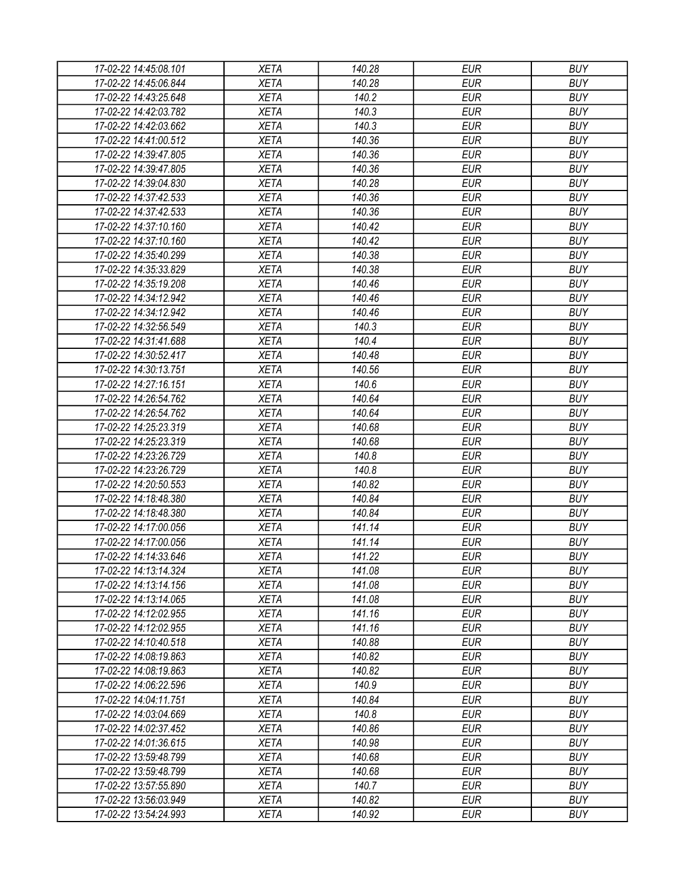| 17-02-22 14:45:08.101 | XETA | 140.28 | EUR | BUY |
|---|---|---|---|---|
| 17-02-22 14:45:06.844 | XETA | 140.28 | EUR | BUY |
| 17-02-22 14:43:25.648 | XETA | 140.2 | EUR | BUY |
| 17-02-22 14:42:03.782 | XETA | 140.3 | EUR | BUY |
| 17-02-22 14:42:03.662 | XETA | 140.3 | EUR | BUY |
| 17-02-22 14:41:00.512 | XETA | 140.36 | EUR | BUY |
| 17-02-22 14:39:47.805 | XETA | 140.36 | EUR | BUY |
| 17-02-22 14:39:47.805 | XETA | 140.36 | EUR | BUY |
| 17-02-22 14:39:04.830 | XETA | 140.28 | EUR | BUY |
| 17-02-22 14:37:42.533 | XETA | 140.36 | EUR | BUY |
| 17-02-22 14:37:42.533 | XETA | 140.36 | EUR | BUY |
| 17-02-22 14:37:10.160 | XETA | 140.42 | EUR | BUY |
| 17-02-22 14:37:10.160 | XETA | 140.42 | EUR | BUY |
| 17-02-22 14:35:40.299 | XETA | 140.38 | EUR | BUY |
| 17-02-22 14:35:33.829 | XETA | 140.38 | EUR | BUY |
| 17-02-22 14:35:19.208 | XETA | 140.46 | EUR | BUY |
| 17-02-22 14:34:12.942 | XETA | 140.46 | EUR | BUY |
| 17-02-22 14:34:12.942 | XETA | 140.46 | EUR | BUY |
| 17-02-22 14:32:56.549 | XETA | 140.3 | EUR | BUY |
| 17-02-22 14:31:41.688 | XETA | 140.4 | EUR | BUY |
| 17-02-22 14:30:52.417 | XETA | 140.48 | EUR | BUY |
| 17-02-22 14:30:13.751 | XETA | 140.56 | EUR | BUY |
| 17-02-22 14:27:16.151 | XETA | 140.6 | EUR | BUY |
| 17-02-22 14:26:54.762 | XETA | 140.64 | EUR | BUY |
| 17-02-22 14:26:54.762 | XETA | 140.64 | EUR | BUY |
| 17-02-22 14:25:23.319 | XETA | 140.68 | EUR | BUY |
| 17-02-22 14:25:23.319 | XETA | 140.68 | EUR | BUY |
| 17-02-22 14:23:26.729 | XETA | 140.8 | EUR | BUY |
| 17-02-22 14:23:26.729 | XETA | 140.8 | EUR | BUY |
| 17-02-22 14:20:50.553 | XETA | 140.82 | EUR | BUY |
| 17-02-22 14:18:48.380 | XETA | 140.84 | EUR | BUY |
| 17-02-22 14:18:48.380 | XETA | 140.84 | EUR | BUY |
| 17-02-22 14:17:00.056 | XETA | 141.14 | EUR | BUY |
| 17-02-22 14:17:00.056 | XETA | 141.14 | EUR | BUY |
| 17-02-22 14:14:33.646 | XETA | 141.22 | EUR | BUY |
| 17-02-22 14:13:14.324 | XETA | 141.08 | EUR | BUY |
| 17-02-22 14:13:14.156 | XETA | 141.08 | EUR | BUY |
| 17-02-22 14:13:14.065 | XETA | 141.08 | EUR | BUY |
| 17-02-22 14:12:02.955 | XETA | 141.16 | EUR | BUY |
| 17-02-22 14:12:02.955 | XETA | 141.16 | EUR | BUY |
| 17-02-22 14:10:40.518 | XETA | 140.88 | EUR | BUY |
| 17-02-22 14:08:19.863 | XETA | 140.82 | EUR | BUY |
| 17-02-22 14:08:19.863 | XETA | 140.82 | EUR | BUY |
| 17-02-22 14:06:22.596 | XETA | 140.9 | EUR | BUY |
| 17-02-22 14:04:11.751 | XETA | 140.84 | EUR | BUY |
| 17-02-22 14:03:04.669 | XETA | 140.8 | EUR | BUY |
| 17-02-22 14:02:37.452 | XETA | 140.86 | EUR | BUY |
| 17-02-22 14:01:36.615 | XETA | 140.98 | EUR | BUY |
| 17-02-22 13:59:48.799 | XETA | 140.68 | EUR | BUY |
| 17-02-22 13:59:48.799 | XETA | 140.68 | EUR | BUY |
| 17-02-22 13:57:55.890 | XETA | 140.7 | EUR | BUY |
| 17-02-22 13:56:03.949 | XETA | 140.82 | EUR | BUY |
| 17-02-22 13:54:24.993 | XETA | 140.92 | EUR | BUY |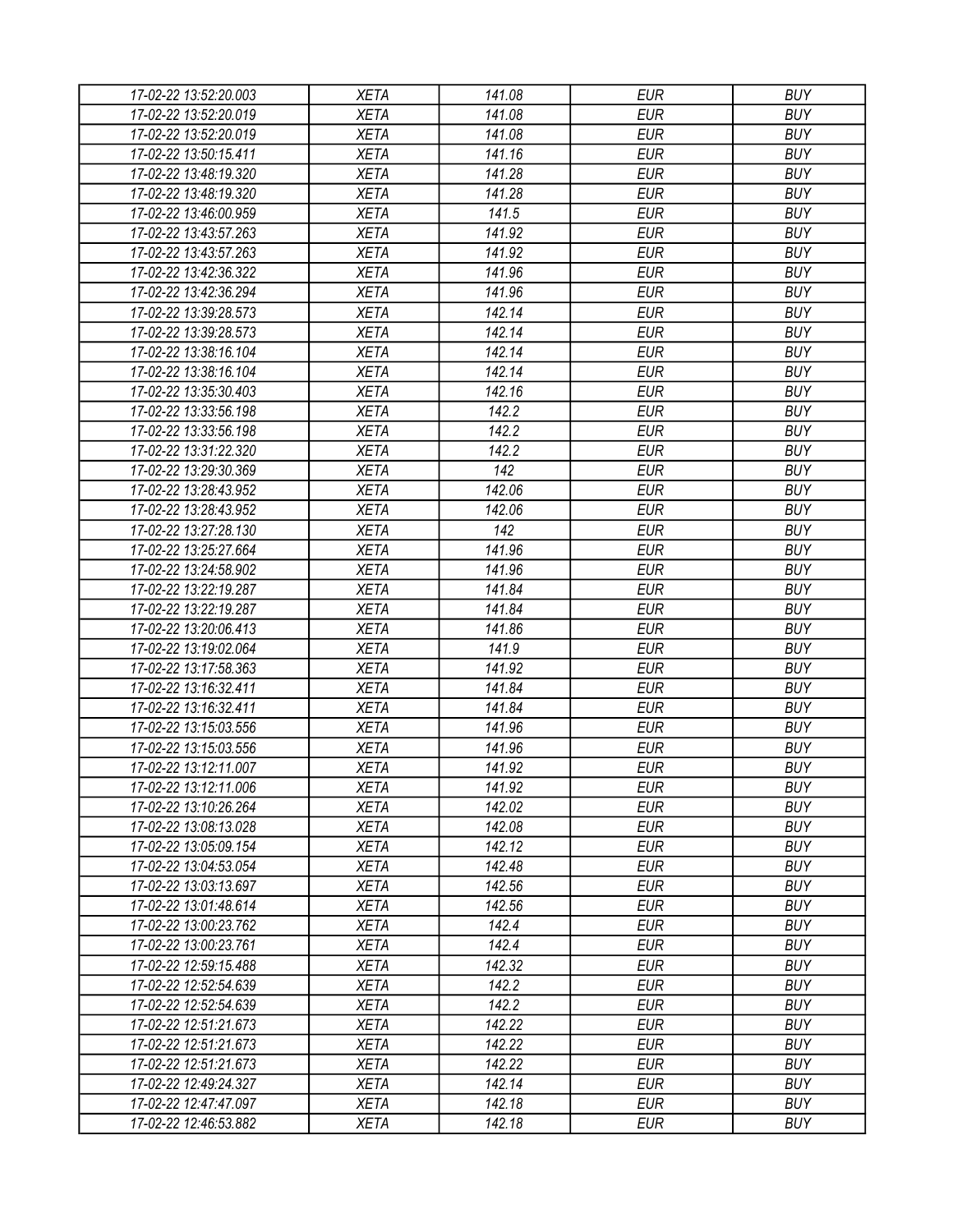| 17-02-22 13:52:20.003 | XETA | 141.08 | EUR | BUY |
|---|---|---|---|---|
| 17-02-22 13:52:20.019 | XETA | 141.08 | EUR | BUY |
| 17-02-22 13:52:20.019 | XETA | 141.08 | EUR | BUY |
| 17-02-22 13:50:15.411 | XETA | 141.16 | EUR | BUY |
| 17-02-22 13:48:19.320 | XETA | 141.28 | EUR | BUY |
| 17-02-22 13:48:19.320 | XETA | 141.28 | EUR | BUY |
| 17-02-22 13:46:00.959 | XETA | 141.5 | EUR | BUY |
| 17-02-22 13:43:57.263 | XETA | 141.92 | EUR | BUY |
| 17-02-22 13:43:57.263 | XETA | 141.92 | EUR | BUY |
| 17-02-22 13:42:36.322 | XETA | 141.96 | EUR | BUY |
| 17-02-22 13:42:36.294 | XETA | 141.96 | EUR | BUY |
| 17-02-22 13:39:28.573 | XETA | 142.14 | EUR | BUY |
| 17-02-22 13:39:28.573 | XETA | 142.14 | EUR | BUY |
| 17-02-22 13:38:16.104 | XETA | 142.14 | EUR | BUY |
| 17-02-22 13:38:16.104 | XETA | 142.14 | EUR | BUY |
| 17-02-22 13:35:30.403 | XETA | 142.16 | EUR | BUY |
| 17-02-22 13:33:56.198 | XETA | 142.2 | EUR | BUY |
| 17-02-22 13:33:56.198 | XETA | 142.2 | EUR | BUY |
| 17-02-22 13:31:22.320 | XETA | 142.2 | EUR | BUY |
| 17-02-22 13:29:30.369 | XETA | 142 | EUR | BUY |
| 17-02-22 13:28:43.952 | XETA | 142.06 | EUR | BUY |
| 17-02-22 13:28:43.952 | XETA | 142.06 | EUR | BUY |
| 17-02-22 13:27:28.130 | XETA | 142 | EUR | BUY |
| 17-02-22 13:25:27.664 | XETA | 141.96 | EUR | BUY |
| 17-02-22 13:24:58.902 | XETA | 141.96 | EUR | BUY |
| 17-02-22 13:22:19.287 | XETA | 141.84 | EUR | BUY |
| 17-02-22 13:22:19.287 | XETA | 141.84 | EUR | BUY |
| 17-02-22 13:20:06.413 | XETA | 141.86 | EUR | BUY |
| 17-02-22 13:19:02.064 | XETA | 141.9 | EUR | BUY |
| 17-02-22 13:17:58.363 | XETA | 141.92 | EUR | BUY |
| 17-02-22 13:16:32.411 | XETA | 141.84 | EUR | BUY |
| 17-02-22 13:16:32.411 | XETA | 141.84 | EUR | BUY |
| 17-02-22 13:15:03.556 | XETA | 141.96 | EUR | BUY |
| 17-02-22 13:15:03.556 | XETA | 141.96 | EUR | BUY |
| 17-02-22 13:12:11.007 | XETA | 141.92 | EUR | BUY |
| 17-02-22 13:12:11.006 | XETA | 141.92 | EUR | BUY |
| 17-02-22 13:10:26.264 | XETA | 142.02 | EUR | BUY |
| 17-02-22 13:08:13.028 | XETA | 142.08 | EUR | BUY |
| 17-02-22 13:05:09.154 | XETA | 142.12 | EUR | BUY |
| 17-02-22 13:04:53.054 | XETA | 142.48 | EUR | BUY |
| 17-02-22 13:03:13.697 | XETA | 142.56 | EUR | BUY |
| 17-02-22 13:01:48.614 | XETA | 142.56 | EUR | BUY |
| 17-02-22 13:00:23.762 | XETA | 142.4 | EUR | BUY |
| 17-02-22 13:00:23.761 | XETA | 142.4 | EUR | BUY |
| 17-02-22 12:59:15.488 | XETA | 142.32 | EUR | BUY |
| 17-02-22 12:52:54.639 | XETA | 142.2 | EUR | BUY |
| 17-02-22 12:52:54.639 | XETA | 142.2 | EUR | BUY |
| 17-02-22 12:51:21.673 | XETA | 142.22 | EUR | BUY |
| 17-02-22 12:51:21.673 | XETA | 142.22 | EUR | BUY |
| 17-02-22 12:51:21.673 | XETA | 142.22 | EUR | BUY |
| 17-02-22 12:49:24.327 | XETA | 142.14 | EUR | BUY |
| 17-02-22 12:47:47.097 | XETA | 142.18 | EUR | BUY |
| 17-02-22 12:46:53.882 | XETA | 142.18 | EUR | BUY |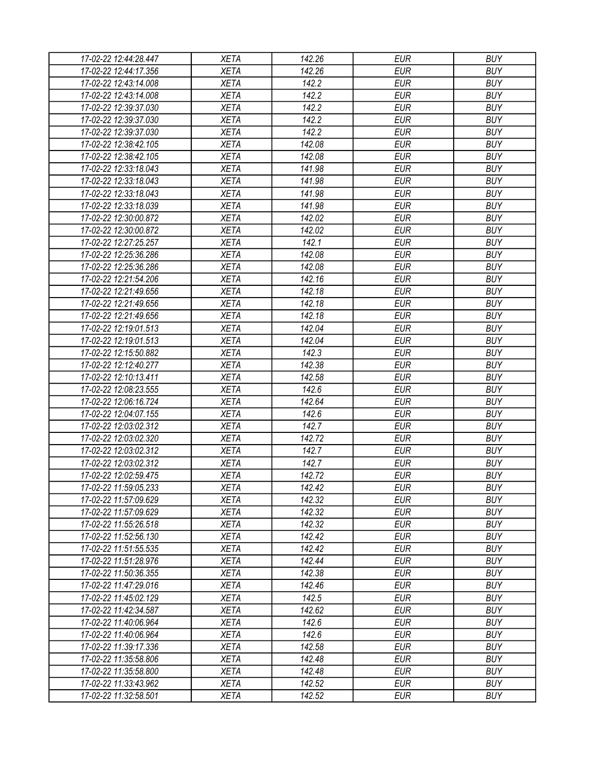| 17-02-22 12:44:28.447 | XETA | 142.26 | EUR | BUY |
|---|---|---|---|---|
| 17-02-22 12:44:17.356 | XETA | 142.26 | EUR | BUY |
| 17-02-22 12:43:14.008 | XETA | 142.2 | EUR | BUY |
| 17-02-22 12:43:14.008 | XETA | 142.2 | EUR | BUY |
| 17-02-22 12:39:37.030 | XETA | 142.2 | EUR | BUY |
| 17-02-22 12:39:37.030 | XETA | 142.2 | EUR | BUY |
| 17-02-22 12:39:37.030 | XETA | 142.2 | EUR | BUY |
| 17-02-22 12:38:42.105 | XETA | 142.08 | EUR | BUY |
| 17-02-22 12:38:42.105 | XETA | 142.08 | EUR | BUY |
| 17-02-22 12:33:18.043 | XETA | 141.98 | EUR | BUY |
| 17-02-22 12:33:18.043 | XETA | 141.98 | EUR | BUY |
| 17-02-22 12:33:18.043 | XETA | 141.98 | EUR | BUY |
| 17-02-22 12:33:18.039 | XETA | 141.98 | EUR | BUY |
| 17-02-22 12:30:00.872 | XETA | 142.02 | EUR | BUY |
| 17-02-22 12:30:00.872 | XETA | 142.02 | EUR | BUY |
| 17-02-22 12:27:25.257 | XETA | 142.1 | EUR | BUY |
| 17-02-22 12:25:36.286 | XETA | 142.08 | EUR | BUY |
| 17-02-22 12:25:36.286 | XETA | 142.08 | EUR | BUY |
| 17-02-22 12:21:54.206 | XETA | 142.16 | EUR | BUY |
| 17-02-22 12:21:49.656 | XETA | 142.18 | EUR | BUY |
| 17-02-22 12:21:49.656 | XETA | 142.18 | EUR | BUY |
| 17-02-22 12:21:49.656 | XETA | 142.18 | EUR | BUY |
| 17-02-22 12:19:01.513 | XETA | 142.04 | EUR | BUY |
| 17-02-22 12:19:01.513 | XETA | 142.04 | EUR | BUY |
| 17-02-22 12:15:50.882 | XETA | 142.3 | EUR | BUY |
| 17-02-22 12:12:40.277 | XETA | 142.38 | EUR | BUY |
| 17-02-22 12:10:13.411 | XETA | 142.58 | EUR | BUY |
| 17-02-22 12:08:23.555 | XETA | 142.6 | EUR | BUY |
| 17-02-22 12:06:16.724 | XETA | 142.64 | EUR | BUY |
| 17-02-22 12:04:07.155 | XETA | 142.6 | EUR | BUY |
| 17-02-22 12:03:02.312 | XETA | 142.7 | EUR | BUY |
| 17-02-22 12:03:02.320 | XETA | 142.72 | EUR | BUY |
| 17-02-22 12:03:02.312 | XETA | 142.7 | EUR | BUY |
| 17-02-22 12:03:02.312 | XETA | 142.7 | EUR | BUY |
| 17-02-22 12:02:59.475 | XETA | 142.72 | EUR | BUY |
| 17-02-22 11:59:05.233 | XETA | 142.42 | EUR | BUY |
| 17-02-22 11:57:09.629 | XETA | 142.32 | EUR | BUY |
| 17-02-22 11:57:09.629 | XETA | 142.32 | EUR | BUY |
| 17-02-22 11:55:26.518 | XETA | 142.32 | EUR | BUY |
| 17-02-22 11:52:56.130 | XETA | 142.42 | EUR | BUY |
| 17-02-22 11:51:55.535 | XETA | 142.42 | EUR | BUY |
| 17-02-22 11:51:28.976 | XETA | 142.44 | EUR | BUY |
| 17-02-22 11:50:36.355 | XETA | 142.38 | EUR | BUY |
| 17-02-22 11:47:29.016 | XETA | 142.46 | EUR | BUY |
| 17-02-22 11:45:02.129 | XETA | 142.5 | EUR | BUY |
| 17-02-22 11:42:34.587 | XETA | 142.62 | EUR | BUY |
| 17-02-22 11:40:06.964 | XETA | 142.6 | EUR | BUY |
| 17-02-22 11:40:06.964 | XETA | 142.6 | EUR | BUY |
| 17-02-22 11:39:17.336 | XETA | 142.58 | EUR | BUY |
| 17-02-22 11:35:58.806 | XETA | 142.48 | EUR | BUY |
| 17-02-22 11:35:58.800 | XETA | 142.48 | EUR | BUY |
| 17-02-22 11:33:43.962 | XETA | 142.52 | EUR | BUY |
| 17-02-22 11:32:58.501 | XETA | 142.52 | EUR | BUY |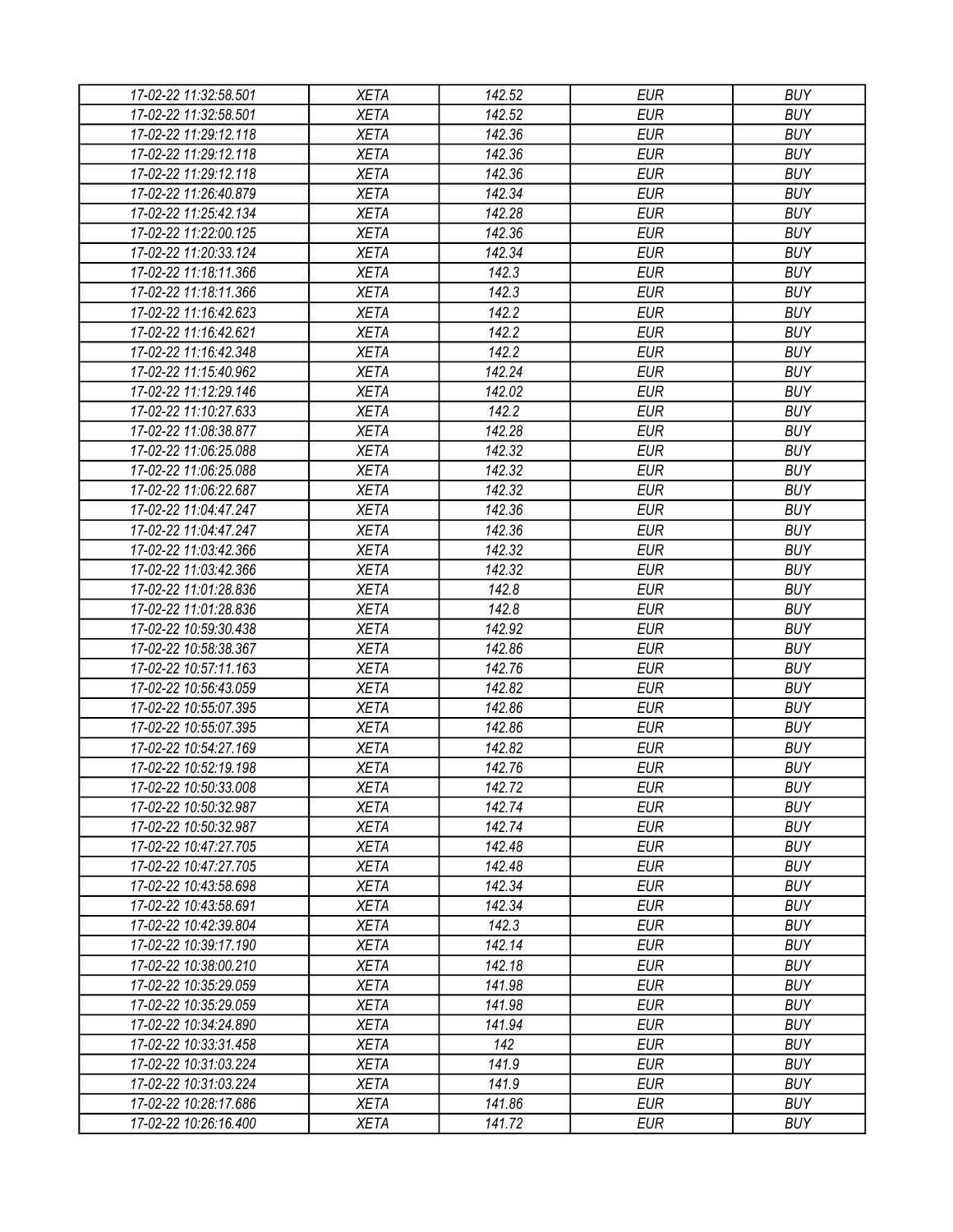| 17-02-22 11:32:58.501 | XETA | 142.52 | EUR | BUY |
|---|---|---|---|---|
| 17-02-22 11:32:58.501 | XETA | 142.52 | EUR | BUY |
| 17-02-22 11:29:12.118 | XETA | 142.36 | EUR | BUY |
| 17-02-22 11:29:12.118 | XETA | 142.36 | EUR | BUY |
| 17-02-22 11:29:12.118 | XETA | 142.36 | EUR | BUY |
| 17-02-22 11:26:40.879 | XETA | 142.34 | EUR | BUY |
| 17-02-22 11:25:42.134 | XETA | 142.28 | EUR | BUY |
| 17-02-22 11:22:00.125 | XETA | 142.36 | EUR | BUY |
| 17-02-22 11:20:33.124 | XETA | 142.34 | EUR | BUY |
| 17-02-22 11:18:11.366 | XETA | 142.3 | EUR | BUY |
| 17-02-22 11:18:11.366 | XETA | 142.3 | EUR | BUY |
| 17-02-22 11:16:42.623 | XETA | 142.2 | EUR | BUY |
| 17-02-22 11:16:42.621 | XETA | 142.2 | EUR | BUY |
| 17-02-22 11:16:42.348 | XETA | 142.2 | EUR | BUY |
| 17-02-22 11:15:40.962 | XETA | 142.24 | EUR | BUY |
| 17-02-22 11:12:29.146 | XETA | 142.02 | EUR | BUY |
| 17-02-22 11:10:27.633 | XETA | 142.2 | EUR | BUY |
| 17-02-22 11:08:38.877 | XETA | 142.28 | EUR | BUY |
| 17-02-22 11:06:25.088 | XETA | 142.32 | EUR | BUY |
| 17-02-22 11:06:25.088 | XETA | 142.32 | EUR | BUY |
| 17-02-22 11:06:22.687 | XETA | 142.32 | EUR | BUY |
| 17-02-22 11:04:47.247 | XETA | 142.36 | EUR | BUY |
| 17-02-22 11:04:47.247 | XETA | 142.36 | EUR | BUY |
| 17-02-22 11:03:42.366 | XETA | 142.32 | EUR | BUY |
| 17-02-22 11:03:42.366 | XETA | 142.32 | EUR | BUY |
| 17-02-22 11:01:28.836 | XETA | 142.8 | EUR | BUY |
| 17-02-22 11:01:28.836 | XETA | 142.8 | EUR | BUY |
| 17-02-22 10:59:30.438 | XETA | 142.92 | EUR | BUY |
| 17-02-22 10:58:38.367 | XETA | 142.86 | EUR | BUY |
| 17-02-22 10:57:11.163 | XETA | 142.76 | EUR | BUY |
| 17-02-22 10:56:43.059 | XETA | 142.82 | EUR | BUY |
| 17-02-22 10:55:07.395 | XETA | 142.86 | EUR | BUY |
| 17-02-22 10:55:07.395 | XETA | 142.86 | EUR | BUY |
| 17-02-22 10:54:27.169 | XETA | 142.82 | EUR | BUY |
| 17-02-22 10:52:19.198 | XETA | 142.76 | EUR | BUY |
| 17-02-22 10:50:33.008 | XETA | 142.72 | EUR | BUY |
| 17-02-22 10:50:32.987 | XETA | 142.74 | EUR | BUY |
| 17-02-22 10:50:32.987 | XETA | 142.74 | EUR | BUY |
| 17-02-22 10:47:27.705 | XETA | 142.48 | EUR | BUY |
| 17-02-22 10:47:27.705 | XETA | 142.48 | EUR | BUY |
| 17-02-22 10:43:58.698 | XETA | 142.34 | EUR | BUY |
| 17-02-22 10:43:58.691 | XETA | 142.34 | EUR | BUY |
| 17-02-22 10:42:39.804 | XETA | 142.3 | EUR | BUY |
| 17-02-22 10:39:17.190 | XETA | 142.14 | EUR | BUY |
| 17-02-22 10:38:00.210 | XETA | 142.18 | EUR | BUY |
| 17-02-22 10:35:29.059 | XETA | 141.98 | EUR | BUY |
| 17-02-22 10:35:29.059 | XETA | 141.98 | EUR | BUY |
| 17-02-22 10:34:24.890 | XETA | 141.94 | EUR | BUY |
| 17-02-22 10:33:31.458 | XETA | 142 | EUR | BUY |
| 17-02-22 10:31:03.224 | XETA | 141.9 | EUR | BUY |
| 17-02-22 10:31:03.224 | XETA | 141.9 | EUR | BUY |
| 17-02-22 10:28:17.686 | XETA | 141.86 | EUR | BUY |
| 17-02-22 10:26:16.400 | XETA | 141.72 | EUR | BUY |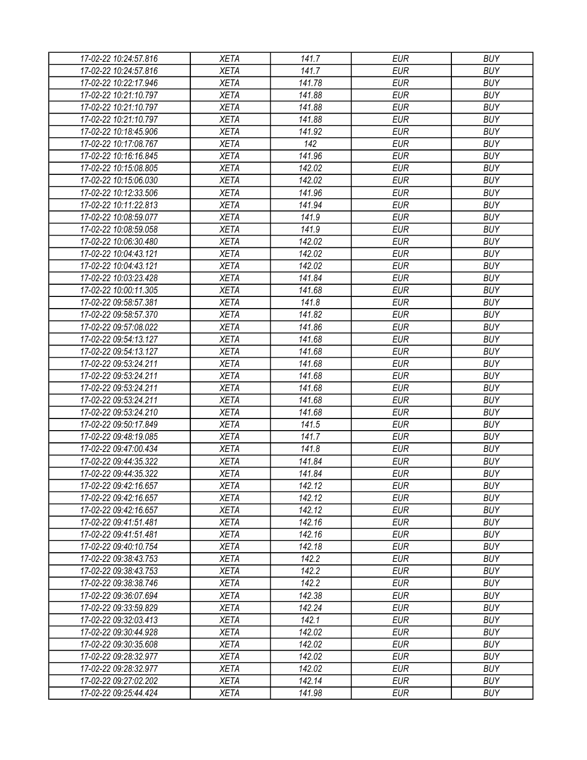| 17-02-22 10:24:57.816 | XETA | 141.7 | EUR | BUY |
|---|---|---|---|---|
| 17-02-22 10:24:57.816 | XETA | 141.7 | EUR | BUY |
| 17-02-22 10:22:17.946 | XETA | 141.78 | EUR | BUY |
| 17-02-22 10:21:10.797 | XETA | 141.88 | EUR | BUY |
| 17-02-22 10:21:10.797 | XETA | 141.88 | EUR | BUY |
| 17-02-22 10:21:10.797 | XETA | 141.88 | EUR | BUY |
| 17-02-22 10:18:45.906 | XETA | 141.92 | EUR | BUY |
| 17-02-22 10:17:08.767 | XETA | 142 | EUR | BUY |
| 17-02-22 10:16:16.845 | XETA | 141.96 | EUR | BUY |
| 17-02-22 10:15:08.805 | XETA | 142.02 | EUR | BUY |
| 17-02-22 10:15:06.030 | XETA | 142.02 | EUR | BUY |
| 17-02-22 10:12:33.506 | XETA | 141.96 | EUR | BUY |
| 17-02-22 10:11:22.813 | XETA | 141.94 | EUR | BUY |
| 17-02-22 10:08:59.077 | XETA | 141.9 | EUR | BUY |
| 17-02-22 10:08:59.058 | XETA | 141.9 | EUR | BUY |
| 17-02-22 10:06:30.480 | XETA | 142.02 | EUR | BUY |
| 17-02-22 10:04:43.121 | XETA | 142.02 | EUR | BUY |
| 17-02-22 10:04:43.121 | XETA | 142.02 | EUR | BUY |
| 17-02-22 10:03:23.428 | XETA | 141.84 | EUR | BUY |
| 17-02-22 10:00:11.305 | XETA | 141.68 | EUR | BUY |
| 17-02-22 09:58:57.381 | XETA | 141.8 | EUR | BUY |
| 17-02-22 09:58:57.370 | XETA | 141.82 | EUR | BUY |
| 17-02-22 09:57:08.022 | XETA | 141.86 | EUR | BUY |
| 17-02-22 09:54:13.127 | XETA | 141.68 | EUR | BUY |
| 17-02-22 09:54:13.127 | XETA | 141.68 | EUR | BUY |
| 17-02-22 09:53:24.211 | XETA | 141.68 | EUR | BUY |
| 17-02-22 09:53:24.211 | XETA | 141.68 | EUR | BUY |
| 17-02-22 09:53:24.211 | XETA | 141.68 | EUR | BUY |
| 17-02-22 09:53:24.211 | XETA | 141.68 | EUR | BUY |
| 17-02-22 09:53:24.210 | XETA | 141.68 | EUR | BUY |
| 17-02-22 09:50:17.849 | XETA | 141.5 | EUR | BUY |
| 17-02-22 09:48:19.085 | XETA | 141.7 | EUR | BUY |
| 17-02-22 09:47:00.434 | XETA | 141.8 | EUR | BUY |
| 17-02-22 09:44:35.322 | XETA | 141.84 | EUR | BUY |
| 17-02-22 09:44:35.322 | XETA | 141.84 | EUR | BUY |
| 17-02-22 09:42:16.657 | XETA | 142.12 | EUR | BUY |
| 17-02-22 09:42:16.657 | XETA | 142.12 | EUR | BUY |
| 17-02-22 09:42:16.657 | XETA | 142.12 | EUR | BUY |
| 17-02-22 09:41:51.481 | XETA | 142.16 | EUR | BUY |
| 17-02-22 09:41:51.481 | XETA | 142.16 | EUR | BUY |
| 17-02-22 09:40:10.754 | XETA | 142.18 | EUR | BUY |
| 17-02-22 09:38:43.753 | XETA | 142.2 | EUR | BUY |
| 17-02-22 09:38:43.753 | XETA | 142.2 | EUR | BUY |
| 17-02-22 09:38:38.746 | XETA | 142.2 | EUR | BUY |
| 17-02-22 09:36:07.694 | XETA | 142.38 | EUR | BUY |
| 17-02-22 09:33:59.829 | XETA | 142.24 | EUR | BUY |
| 17-02-22 09:32:03.413 | XETA | 142.1 | EUR | BUY |
| 17-02-22 09:30:44.928 | XETA | 142.02 | EUR | BUY |
| 17-02-22 09:30:35.608 | XETA | 142.02 | EUR | BUY |
| 17-02-22 09:28:32.977 | XETA | 142.02 | EUR | BUY |
| 17-02-22 09:28:32.977 | XETA | 142.02 | EUR | BUY |
| 17-02-22 09:27:02.202 | XETA | 142.14 | EUR | BUY |
| 17-02-22 09:25:44.424 | XETA | 141.98 | EUR | BUY |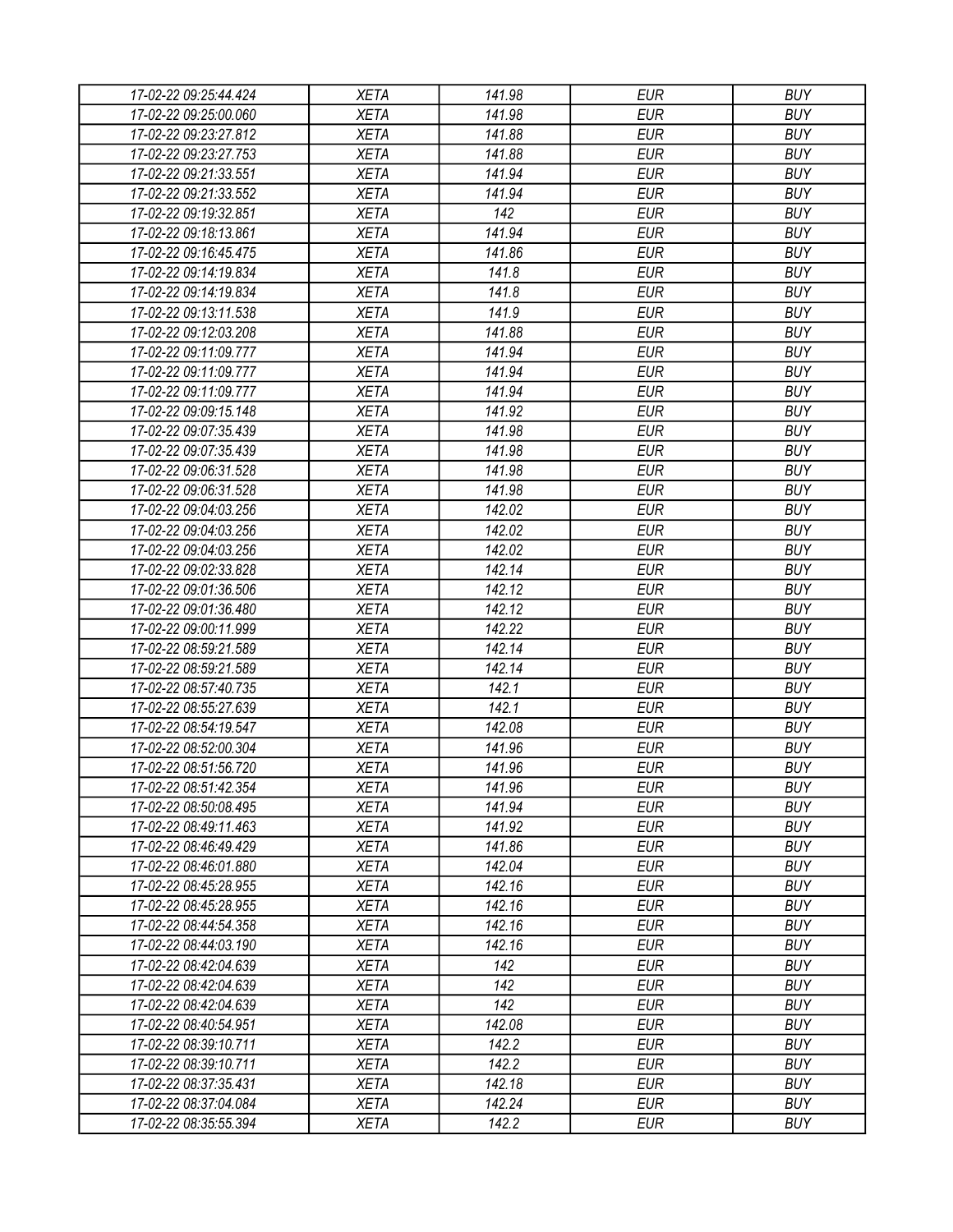| 17-02-22 09:25:44.424 | XETA | 141.98 | EUR | BUY |
|---|---|---|---|---|
| 17-02-22 09:25:00.060 | XETA | 141.98 | EUR | BUY |
| 17-02-22 09:23:27.812 | XETA | 141.88 | EUR | BUY |
| 17-02-22 09:23:27.753 | XETA | 141.88 | EUR | BUY |
| 17-02-22 09:21:33.551 | XETA | 141.94 | EUR | BUY |
| 17-02-22 09:21:33.552 | XETA | 141.94 | EUR | BUY |
| 17-02-22 09:19:32.851 | XETA | 142 | EUR | BUY |
| 17-02-22 09:18:13.861 | XETA | 141.94 | EUR | BUY |
| 17-02-22 09:16:45.475 | XETA | 141.86 | EUR | BUY |
| 17-02-22 09:14:19.834 | XETA | 141.8 | EUR | BUY |
| 17-02-22 09:14:19.834 | XETA | 141.8 | EUR | BUY |
| 17-02-22 09:13:11.538 | XETA | 141.9 | EUR | BUY |
| 17-02-22 09:12:03.208 | XETA | 141.88 | EUR | BUY |
| 17-02-22 09:11:09.777 | XETA | 141.94 | EUR | BUY |
| 17-02-22 09:11:09.777 | XETA | 141.94 | EUR | BUY |
| 17-02-22 09:11:09.777 | XETA | 141.94 | EUR | BUY |
| 17-02-22 09:09:15.148 | XETA | 141.92 | EUR | BUY |
| 17-02-22 09:07:35.439 | XETA | 141.98 | EUR | BUY |
| 17-02-22 09:07:35.439 | XETA | 141.98 | EUR | BUY |
| 17-02-22 09:06:31.528 | XETA | 141.98 | EUR | BUY |
| 17-02-22 09:06:31.528 | XETA | 141.98 | EUR | BUY |
| 17-02-22 09:04:03.256 | XETA | 142.02 | EUR | BUY |
| 17-02-22 09:04:03.256 | XETA | 142.02 | EUR | BUY |
| 17-02-22 09:04:03.256 | XETA | 142.02 | EUR | BUY |
| 17-02-22 09:02:33.828 | XETA | 142.14 | EUR | BUY |
| 17-02-22 09:01:36.506 | XETA | 142.12 | EUR | BUY |
| 17-02-22 09:01:36.480 | XETA | 142.12 | EUR | BUY |
| 17-02-22 09:00:11.999 | XETA | 142.22 | EUR | BUY |
| 17-02-22 08:59:21.589 | XETA | 142.14 | EUR | BUY |
| 17-02-22 08:59:21.589 | XETA | 142.14 | EUR | BUY |
| 17-02-22 08:57:40.735 | XETA | 142.1 | EUR | BUY |
| 17-02-22 08:55:27.639 | XETA | 142.1 | EUR | BUY |
| 17-02-22 08:54:19.547 | XETA | 142.08 | EUR | BUY |
| 17-02-22 08:52:00.304 | XETA | 141.96 | EUR | BUY |
| 17-02-22 08:51:56.720 | XETA | 141.96 | EUR | BUY |
| 17-02-22 08:51:42.354 | XETA | 141.96 | EUR | BUY |
| 17-02-22 08:50:08.495 | XETA | 141.94 | EUR | BUY |
| 17-02-22 08:49:11.463 | XETA | 141.92 | EUR | BUY |
| 17-02-22 08:46:49.429 | XETA | 141.86 | EUR | BUY |
| 17-02-22 08:46:01.880 | XETA | 142.04 | EUR | BUY |
| 17-02-22 08:45:28.955 | XETA | 142.16 | EUR | BUY |
| 17-02-22 08:45:28.955 | XETA | 142.16 | EUR | BUY |
| 17-02-22 08:44:54.358 | XETA | 142.16 | EUR | BUY |
| 17-02-22 08:44:03.190 | XETA | 142.16 | EUR | BUY |
| 17-02-22 08:42:04.639 | XETA | 142 | EUR | BUY |
| 17-02-22 08:42:04.639 | XETA | 142 | EUR | BUY |
| 17-02-22 08:42:04.639 | XETA | 142 | EUR | BUY |
| 17-02-22 08:40:54.951 | XETA | 142.08 | EUR | BUY |
| 17-02-22 08:39:10.711 | XETA | 142.2 | EUR | BUY |
| 17-02-22 08:39:10.711 | XETA | 142.2 | EUR | BUY |
| 17-02-22 08:37:35.431 | XETA | 142.18 | EUR | BUY |
| 17-02-22 08:37:04.084 | XETA | 142.24 | EUR | BUY |
| 17-02-22 08:35:55.394 | XETA | 142.2 | EUR | BUY |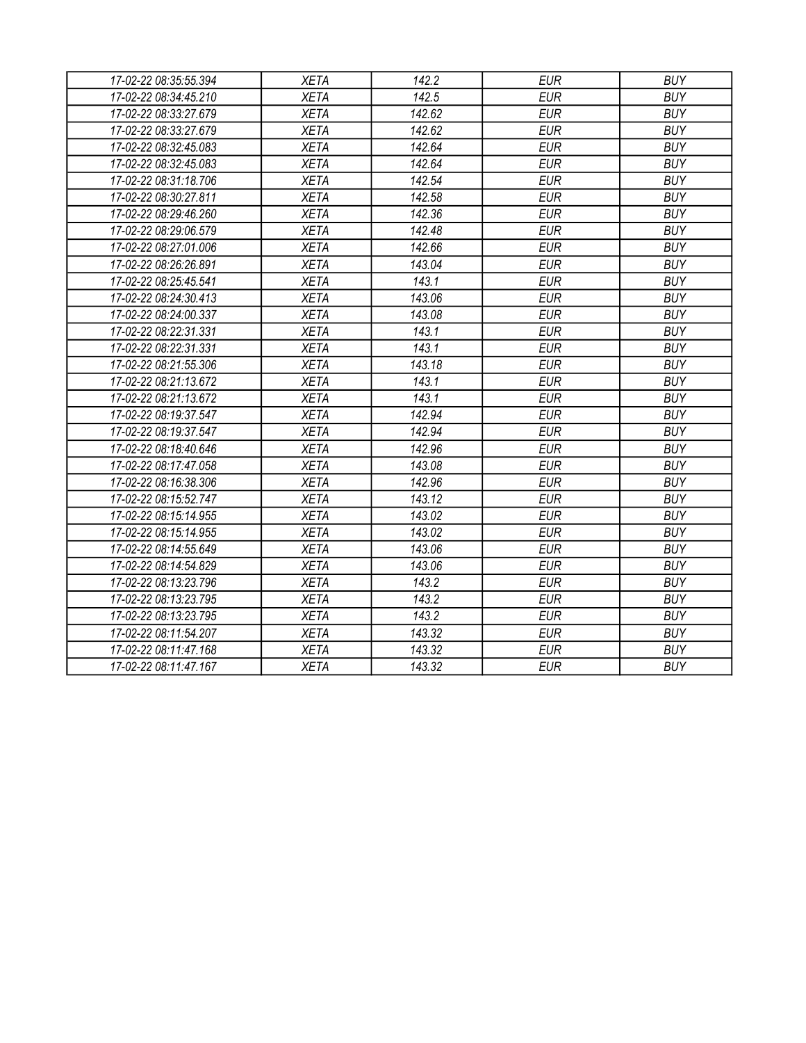| | | | | |
|---|---|---|---|---|
| 17-02-22 08:35:55.394 | XETA | 142.2 | EUR | BUY |
| 17-02-22 08:34:45.210 | XETA | 142.5 | EUR | BUY |
| 17-02-22 08:33:27.679 | XETA | 142.62 | EUR | BUY |
| 17-02-22 08:33:27.679 | XETA | 142.62 | EUR | BUY |
| 17-02-22 08:32:45.083 | XETA | 142.64 | EUR | BUY |
| 17-02-22 08:32:45.083 | XETA | 142.64 | EUR | BUY |
| 17-02-22 08:31:18.706 | XETA | 142.54 | EUR | BUY |
| 17-02-22 08:30:27.811 | XETA | 142.58 | EUR | BUY |
| 17-02-22 08:29:46.260 | XETA | 142.36 | EUR | BUY |
| 17-02-22 08:29:06.579 | XETA | 142.48 | EUR | BUY |
| 17-02-22 08:27:01.006 | XETA | 142.66 | EUR | BUY |
| 17-02-22 08:26:26.891 | XETA | 143.04 | EUR | BUY |
| 17-02-22 08:25:45.541 | XETA | 143.1 | EUR | BUY |
| 17-02-22 08:24:30.413 | XETA | 143.06 | EUR | BUY |
| 17-02-22 08:24:00.337 | XETA | 143.08 | EUR | BUY |
| 17-02-22 08:22:31.331 | XETA | 143.1 | EUR | BUY |
| 17-02-22 08:22:31.331 | XETA | 143.1 | EUR | BUY |
| 17-02-22 08:21:55.306 | XETA | 143.18 | EUR | BUY |
| 17-02-22 08:21:13.672 | XETA | 143.1 | EUR | BUY |
| 17-02-22 08:21:13.672 | XETA | 143.1 | EUR | BUY |
| 17-02-22 08:19:37.547 | XETA | 142.94 | EUR | BUY |
| 17-02-22 08:19:37.547 | XETA | 142.94 | EUR | BUY |
| 17-02-22 08:18:40.646 | XETA | 142.96 | EUR | BUY |
| 17-02-22 08:17:47.058 | XETA | 143.08 | EUR | BUY |
| 17-02-22 08:16:38.306 | XETA | 142.96 | EUR | BUY |
| 17-02-22 08:15:52.747 | XETA | 143.12 | EUR | BUY |
| 17-02-22 08:15:14.955 | XETA | 143.02 | EUR | BUY |
| 17-02-22 08:15:14.955 | XETA | 143.02 | EUR | BUY |
| 17-02-22 08:14:55.649 | XETA | 143.06 | EUR | BUY |
| 17-02-22 08:14:54.829 | XETA | 143.06 | EUR | BUY |
| 17-02-22 08:13:23.796 | XETA | 143.2 | EUR | BUY |
| 17-02-22 08:13:23.795 | XETA | 143.2 | EUR | BUY |
| 17-02-22 08:13:23.795 | XETA | 143.2 | EUR | BUY |
| 17-02-22 08:11:54.207 | XETA | 143.32 | EUR | BUY |
| 17-02-22 08:11:47.168 | XETA | 143.32 | EUR | BUY |
| 17-02-22 08:11:47.167 | XETA | 143.32 | EUR | BUY |